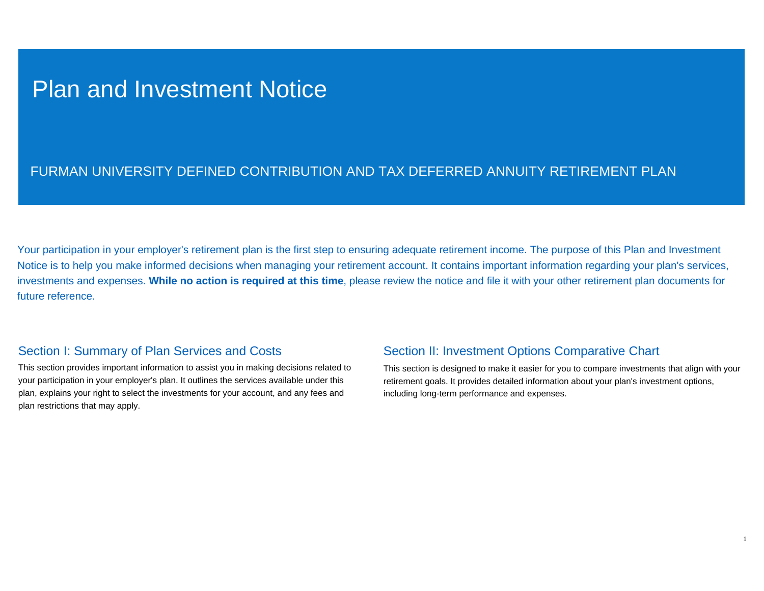# Plan and Investment Notice

## FURMAN UNIVERSITY DEFINED CONTRIBUTION AND TAX DEFERRED ANNUITY RETIREMENT PLAN

Your participation in your employer's retirement plan is the first step to ensuring adequate retirement income. The purpose of this Plan and Investment Notice is to help you make informed decisions when managing your retirement account. It contains important information regarding your plan's services, investments and expenses. **While no action is required at this time**, please review the notice and file it with your other retirement plan documents for future reference.

## Section I: Summary of Plan Services and Costs

This section provides important information to assist you in making decisions related to your participation in your employer's plan. It outlines the services available under this plan, explains your right to select the investments for your account, and any fees and plan restrictions that may apply.

## Section II: Investment Options Comparative Chart

This section is designed to make it easier for you to compare investments that align with your retirement goals. It provides detailed information about your plan's investment options, including long-term performance and expenses.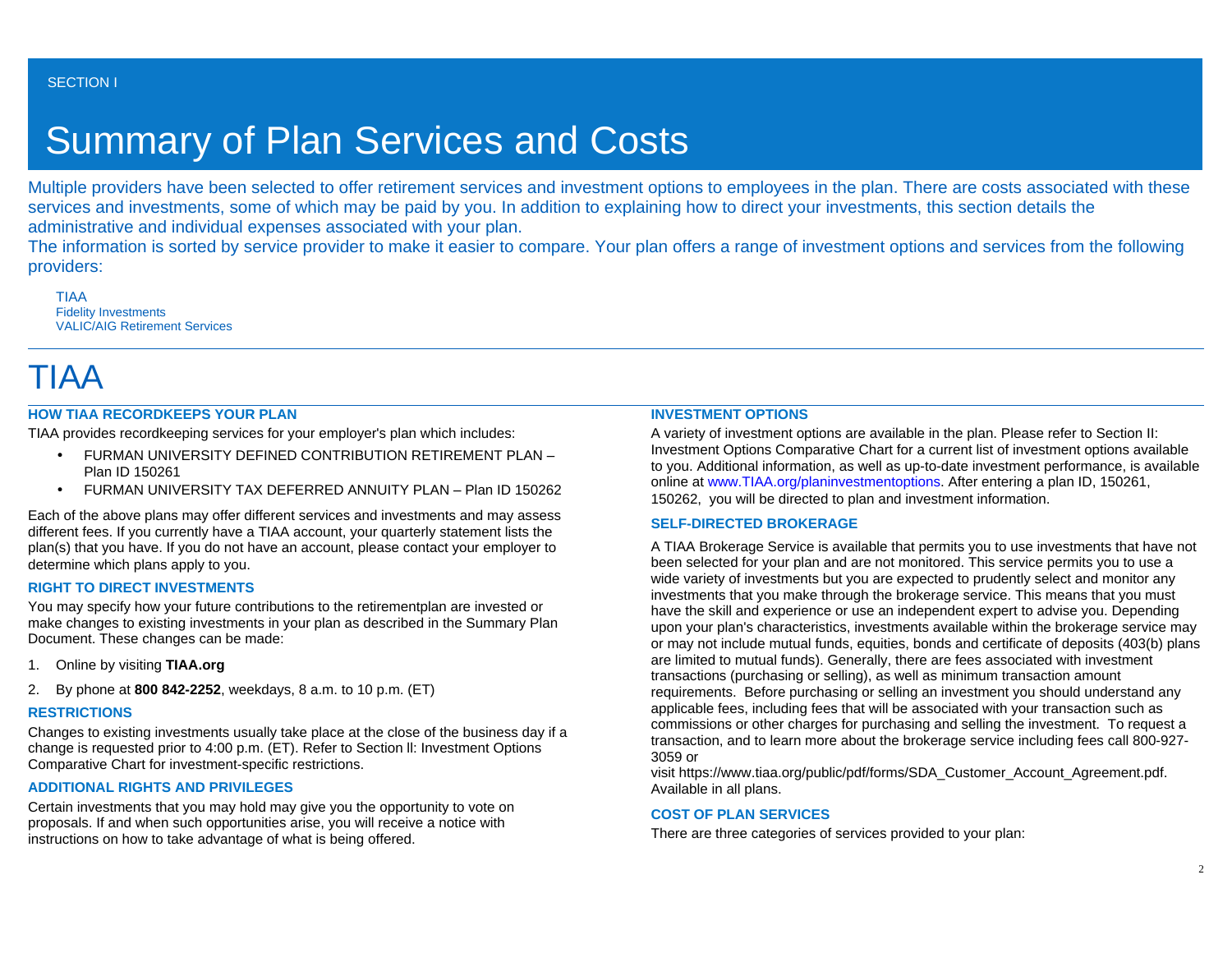SECTION I

# Summary of Plan Services and Costs

Multiple providers have been selected to offer retirement services and investment options to employees in the plan. There are costs associated with these services and investments, some of which may be paid by you. In addition to explaining how to direct your investments, this section details the administrative and individual expenses associated with your plan.

The information is sorted by service provider to make it easier to compare. Your plan offers a range of investment options and services from the following providers:

TIAA
Fidelity Investments
VALIC/AIG Retirement Services

# TIAA

### HOW TIAA RECORDKEEPS YOUR PLAN

TIAA provides recordkeeping services for your employer's plan which includes:

- FURMAN UNIVERSITY DEFINED CONTRIBUTION RETIREMENT PLAN – Plan ID 150261
- FURMAN UNIVERSITY TAX DEFERRED ANNUITY PLAN – Plan ID 150262

Each of the above plans may offer different services and investments and may assess different fees. If you currently have a TIAA account, your quarterly statement lists the plan(s) that you have. If you do not have an account, please contact your employer to determine which plans apply to you.

### RIGHT TO DIRECT INVESTMENTS

You may specify how your future contributions to the retirementplan are invested or make changes to existing investments in your plan as described in the Summary Plan Document. These changes can be made:

1. Online by visiting **TIAA.org**
2. By phone at **800 842-2252**, weekdays, 8 a.m. to 10 p.m. (ET)

### RESTRICTIONS

Changes to existing investments usually take place at the close of the business day if a change is requested prior to 4:00 p.m. (ET). Refer to Section ll: Investment Options Comparative Chart for investment-specific restrictions.

### ADDITIONAL RIGHTS AND PRIVILEGES

Certain investments that you may hold may give you the opportunity to vote on proposals. If and when such opportunities arise, you will receive a notice with instructions on how to take advantage of what is being offered.

### INVESTMENT OPTIONS

A variety of investment options are available in the plan. Please refer to Section II: Investment Options Comparative Chart for a current list of investment options available to you. Additional information, as well as up-to-date investment performance, is available online at www.TIAA.org/planinvestmentoptions. After entering a plan ID, 150261, 150262, you will be directed to plan and investment information.

### SELF-DIRECTED BROKERAGE

A TIAA Brokerage Service is available that permits you to use investments that have not been selected for your plan and are not monitored. This service permits you to use a wide variety of investments but you are expected to prudently select and monitor any investments that you make through the brokerage service. This means that you must have the skill and experience or use an independent expert to advise you. Depending upon your plan's characteristics, investments available within the brokerage service may or may not include mutual funds, equities, bonds and certificate of deposits (403(b) plans are limited to mutual funds). Generally, there are fees associated with investment transactions (purchasing or selling), as well as minimum transaction amount requirements. Before purchasing or selling an investment you should understand any applicable fees, including fees that will be associated with your transaction such as commissions or other charges for purchasing and selling the investment. To request a transaction, and to learn more about the brokerage service including fees call 800-927-3059 or visit https://www.tiaa.org/public/pdf/forms/SDA_Customer_Account_Agreement.pdf. Available in all plans.

### COST OF PLAN SERVICES

There are three categories of services provided to your plan: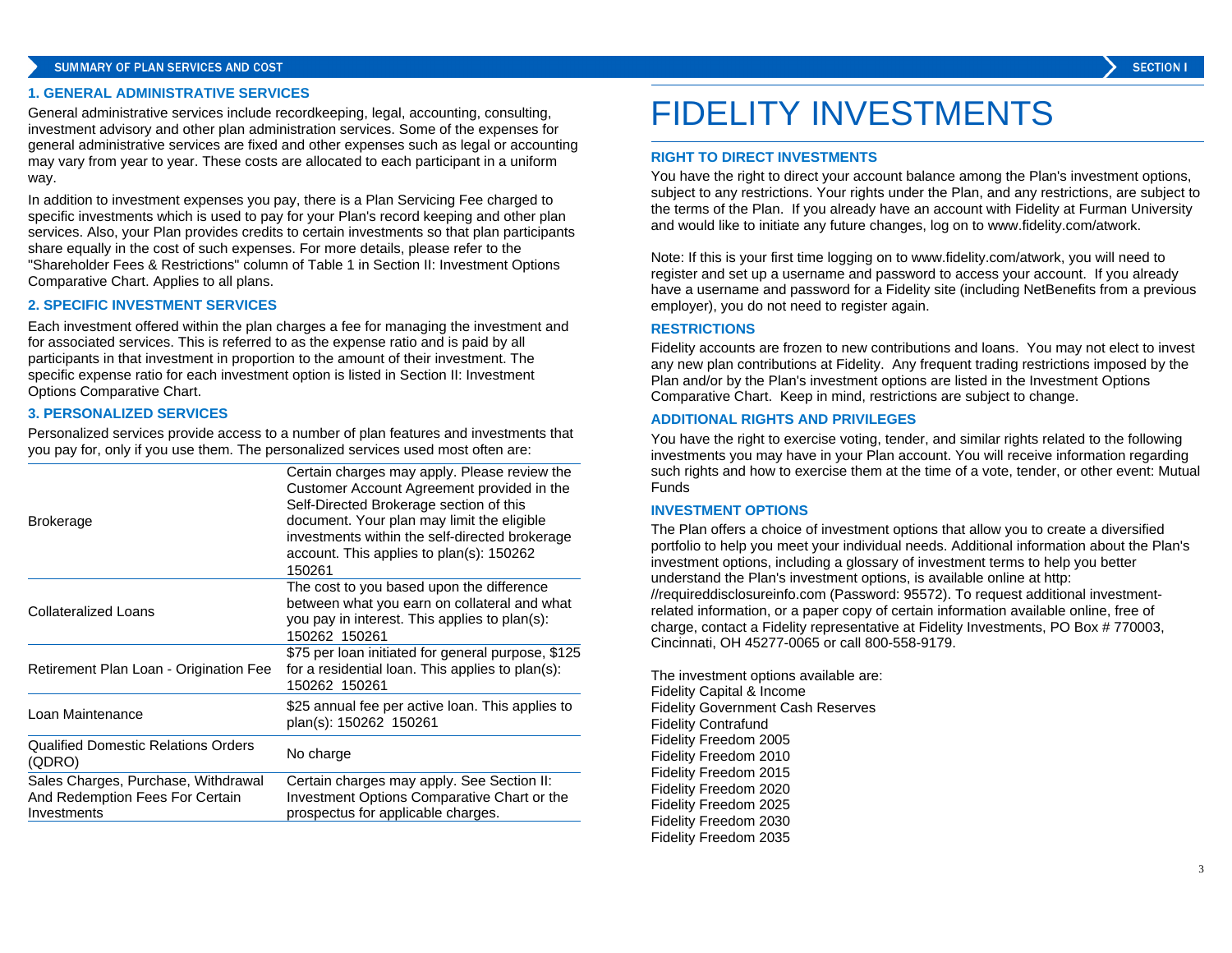## 1. GENERAL ADMINISTRATIVE SERVICES

General administrative services include recordkeeping, legal, accounting, consulting, investment advisory and other plan administration services. Some of the expenses for general administrative services are fixed and other expenses such as legal or accounting may vary from year to year. These costs are allocated to each participant in a uniform way.

In addition to investment expenses you pay, there is a Plan Servicing Fee charged to specific investments which is used to pay for your Plan's record keeping and other plan services. Also, your Plan provides credits to certain investments so that plan participants share equally in the cost of such expenses. For more details, please refer to the "Shareholder Fees & Restrictions" column of Table 1 in Section II: Investment Options Comparative Chart. Applies to all plans.

## 2. SPECIFIC INVESTMENT SERVICES

Each investment offered within the plan charges a fee for managing the investment and for associated services. This is referred to as the expense ratio and is paid by all participants in that investment in proportion to the amount of their investment. The specific expense ratio for each investment option is listed in Section II: Investment Options Comparative Chart.

## 3. PERSONALIZED SERVICES

Personalized services provide access to a number of plan features and investments that you pay for, only if you use them. The personalized services used most often are:

| Service | Description |
|---|---|
| Brokerage | Certain charges may apply. Please review the Customer Account Agreement provided in the Self-Directed Brokerage section of this document. Your plan may limit the eligible investments within the self-directed brokerage account. This applies to plan(s): 150262 150261 |
| Collateralized Loans | The cost to you based upon the difference between what you earn on collateral and what you pay in interest. This applies to plan(s): 150262 150261 |
| Retirement Plan Loan - Origination Fee | $75 per loan initiated for general purpose, $125 for a residential loan. This applies to plan(s): 150262 150261 |
| Loan Maintenance | $25 annual fee per active loan. This applies to plan(s): 150262 150261 |
| Qualified Domestic Relations Orders (QDRO) | No charge |
| Sales Charges, Purchase, Withdrawal And Redemption Fees For Certain Investments | Certain charges may apply. See Section II: Investment Options Comparative Chart or the prospectus for applicable charges. |

# FIDELITY INVESTMENTS

### RIGHT TO DIRECT INVESTMENTS

You have the right to direct your account balance among the Plan's investment options, subject to any restrictions. Your rights under the Plan, and any restrictions, are subject to the terms of the Plan. If you already have an account with Fidelity at Furman University and would like to initiate any future changes, log on to www.fidelity.com/atwork.

Note: If this is your first time logging on to www.fidelity.com/atwork, you will need to register and set up a username and password to access your account. If you already have a username and password for a Fidelity site (including NetBenefits from a previous employer), you do not need to register again.

### RESTRICTIONS

Fidelity accounts are frozen to new contributions and loans. You may not elect to invest any new plan contributions at Fidelity. Any frequent trading restrictions imposed by the Plan and/or by the Plan's investment options are listed in the Investment Options Comparative Chart. Keep in mind, restrictions are subject to change.

### ADDITIONAL RIGHTS AND PRIVILEGES

You have the right to exercise voting, tender, and similar rights related to the following investments you may have in your Plan account. You will receive information regarding such rights and how to exercise them at the time of a vote, tender, or other event: Mutual Funds

### INVESTMENT OPTIONS

The Plan offers a choice of investment options that allow you to create a diversified portfolio to help you meet your individual needs. Additional information about the Plan's investment options, including a glossary of investment terms to help you better understand the Plan's investment options, is available online at http://requireddisclosureinfo.com (Password: 95572). To request additional investment-related information, or a paper copy of certain information available online, free of charge, contact a Fidelity representative at Fidelity Investments, PO Box # 770003, Cincinnati, OH 45277-0065 or call 800-558-9179.

The investment options available are:
Fidelity Capital & Income
Fidelity Government Cash Reserves
Fidelity Contrafund
Fidelity Freedom 2005
Fidelity Freedom 2010
Fidelity Freedom 2015
Fidelity Freedom 2020
Fidelity Freedom 2025
Fidelity Freedom 2030
Fidelity Freedom 2035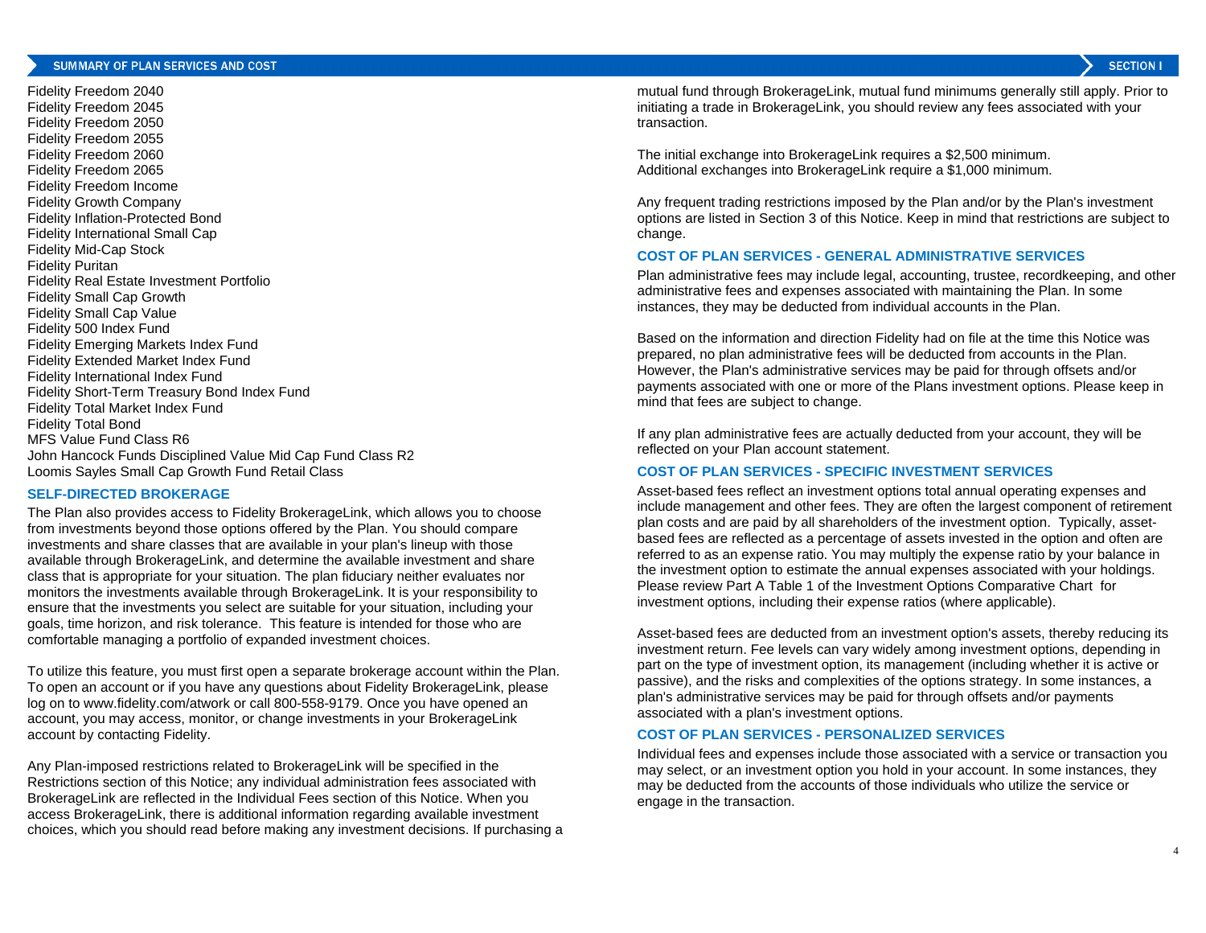Fidelity Freedom 2040
Fidelity Freedom 2045
Fidelity Freedom 2050
Fidelity Freedom 2055
Fidelity Freedom 2060
Fidelity Freedom 2065
Fidelity Freedom Income
Fidelity Growth Company
Fidelity Inflation-Protected Bond
Fidelity International Small Cap
Fidelity Mid-Cap Stock
Fidelity Puritan
Fidelity Real Estate Investment Portfolio
Fidelity Small Cap Growth
Fidelity Small Cap Value
Fidelity 500 Index Fund
Fidelity Emerging Markets Index Fund
Fidelity Extended Market Index Fund
Fidelity International Index Fund
Fidelity Short-Term Treasury Bond Index Fund
Fidelity Total Market Index Fund
Fidelity Total Bond
MFS Value Fund Class R6
John Hancock Funds Disciplined Value Mid Cap Fund Class R2
Loomis Sayles Small Cap Growth Fund Retail Class

## SELF-DIRECTED BROKERAGE

The Plan also provides access to Fidelity BrokerageLink, which allows you to choose from investments beyond those options offered by the Plan. You should compare investments and share classes that are available in your plan's lineup with those available through BrokerageLink, and determine the available investment and share class that is appropriate for your situation. The plan fiduciary neither evaluates nor monitors the investments available through BrokerageLink. It is your responsibility to ensure that the investments you select are suitable for your situation, including your goals, time horizon, and risk tolerance. This feature is intended for those who are comfortable managing a portfolio of expanded investment choices.

To utilize this feature, you must first open a separate brokerage account within the Plan. To open an account or if you have any questions about Fidelity BrokerageLink, please log on to www.fidelity.com/atwork or call 800-558-9179. Once you have opened an account, you may access, monitor, or change investments in your BrokerageLink account by contacting Fidelity.

Any Plan-imposed restrictions related to BrokerageLink will be specified in the Restrictions section of this Notice; any individual administration fees associated with BrokerageLink are reflected in the Individual Fees section of this Notice. When you access BrokerageLink, there is additional information regarding available investment choices, which you should read before making any investment decisions. If purchasing a mutual fund through BrokerageLink, mutual fund minimums generally still apply. Prior to initiating a trade in BrokerageLink, you should review any fees associated with your transaction.

The initial exchange into BrokerageLink requires a $2,500 minimum.
Additional exchanges into BrokerageLink require a $1,000 minimum.

Any frequent trading restrictions imposed by the Plan and/or by the Plan's investment options are listed in Section 3 of this Notice. Keep in mind that restrictions are subject to change.

## COST OF PLAN SERVICES - GENERAL ADMINISTRATIVE SERVICES

Plan administrative fees may include legal, accounting, trustee, recordkeeping, and other administrative fees and expenses associated with maintaining the Plan. In some instances, they may be deducted from individual accounts in the Plan.

Based on the information and direction Fidelity had on file at the time this Notice was prepared, no plan administrative fees will be deducted from accounts in the Plan. However, the Plan's administrative services may be paid for through offsets and/or payments associated with one or more of the Plans investment options. Please keep in mind that fees are subject to change.

If any plan administrative fees are actually deducted from your account, they will be reflected on your Plan account statement.

## COST OF PLAN SERVICES - SPECIFIC INVESTMENT SERVICES

Asset-based fees reflect an investment options total annual operating expenses and include management and other fees. They are often the largest component of retirement plan costs and are paid by all shareholders of the investment option. Typically, asset-based fees are reflected as a percentage of assets invested in the option and often are referred to as an expense ratio. You may multiply the expense ratio by your balance in the investment option to estimate the annual expenses associated with your holdings. Please review Part A Table 1 of the Investment Options Comparative Chart for investment options, including their expense ratios (where applicable).

Asset-based fees are deducted from an investment option's assets, thereby reducing its investment return. Fee levels can vary widely among investment options, depending in part on the type of investment option, its management (including whether it is active or passive), and the risks and complexities of the options strategy. In some instances, a plan's administrative services may be paid for through offsets and/or payments associated with a plan's investment options.

## COST OF PLAN SERVICES - PERSONALIZED SERVICES

Individual fees and expenses include those associated with a service or transaction you may select, or an investment option you hold in your account. In some instances, they may be deducted from the accounts of those individuals who utilize the service or engage in the transaction.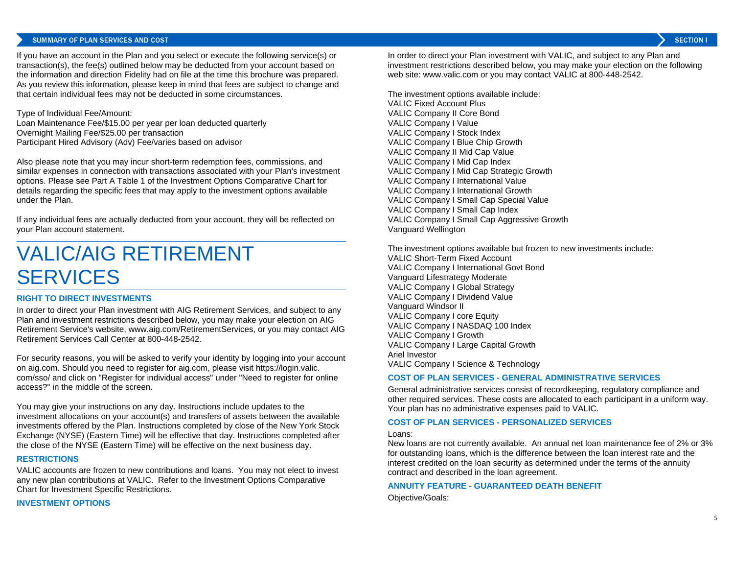If you have an account in the Plan and you select or execute the following service(s) or transaction(s), the fee(s) outlined below may be deducted from your account based on the information and direction Fidelity had on file at the time this brochure was prepared. As you review this information, please keep in mind that fees are subject to change and that certain individual fees may not be deducted in some circumstances.

Type of Individual Fee/Amount:
Loan Maintenance Fee/$15.00 per year per loan deducted quarterly
Overnight Mailing Fee/$25.00 per transaction
Participant Hired Advisory (Adv) Fee/varies based on advisor

Also please note that you may incur short-term redemption fees, commissions, and similar expenses in connection with transactions associated with your Plan's investment options. Please see Part A Table 1 of the Investment Options Comparative Chart for details regarding the specific fees that may apply to the investment options available under the Plan.

If any individual fees are actually deducted from your account, they will be reflected on your Plan account statement.

# VALIC/AIG RETIREMENT SERVICES

### RIGHT TO DIRECT INVESTMENTS

In order to direct your Plan investment with AIG Retirement Services, and subject to any Plan and investment restrictions described below, you may make your election on AIG Retirement Service's website, www.aig.com/RetirementServices, or you may contact AIG Retirement Services Call Center at 800-448-2542.

For security reasons, you will be asked to verify your identity by logging into your account on aig.com. Should you need to register for aig.com, please visit https://login.valic.com/sso/ and click on "Register for individual access" under "Need to register for online access?" in the middle of the screen.

You may give your instructions on any day. Instructions include updates to the investment allocations on your account(s) and transfers of assets between the available investments offered by the Plan. Instructions completed by close of the New York Stock Exchange (NYSE) (Eastern Time) will be effective that day. Instructions completed after the close of the NYSE (Eastern Time) will be effective on the next business day.

### RESTRICTIONS

VALIC accounts are frozen to new contributions and loans. You may not elect to invest any new plan contributions at VALIC. Refer to the Investment Options Comparative Chart for Investment Specific Restrictions.

### INVESTMENT OPTIONS

In order to direct your Plan investment with VALIC, and subject to any Plan and investment restrictions described below, you may make your election on the following web site: www.valic.com or you may contact VALIC at 800-448-2542.

The investment options available include:
VALIC Fixed Account Plus
VALIC Company II Core Bond
VALIC Company I Value
VALIC Company I Stock Index
VALIC Company I Blue Chip Growth
VALIC Company II Mid Cap Value
VALIC Company I Mid Cap Index
VALIC Company I Mid Cap Strategic Growth
VALIC Company I International Value
VALIC Company I International Growth
VALIC Company I Small Cap Special Value
VALIC Company I Small Cap Index
VALIC Company I Small Cap Aggressive Growth
Vanguard Wellington

The investment options available but frozen to new investments include:
VALIC Short-Term Fixed Account
VALIC Company I International Govt Bond
Vanguard Lifestrategy Moderate
VALIC Company I Global Strategy
VALIC Company I Dividend Value
Vanguard Windsor II
VALIC Company I core Equity
VALIC Company I NASDAQ 100 Index
VALIC Company I Growth
VALIC Company I Large Capital Growth
Ariel Investor
VALIC Company I Science & Technology

### COST OF PLAN SERVICES - GENERAL ADMINISTRATIVE SERVICES

General administrative services consist of recordkeeping, regulatory compliance and other required services. These costs are allocated to each participant in a uniform way. Your plan has no administrative expenses paid to VALIC.

### COST OF PLAN SERVICES - PERSONALIZED SERVICES

Loans:
New loans are not currently available. An annual net loan maintenance fee of 2% or 3% for outstanding loans, which is the difference between the loan interest rate and the interest credited on the loan security as determined under the terms of the annuity contract and described in the loan agreement.

### ANNUITY FEATURE - GUARANTEED DEATH BENEFIT

Objective/Goals: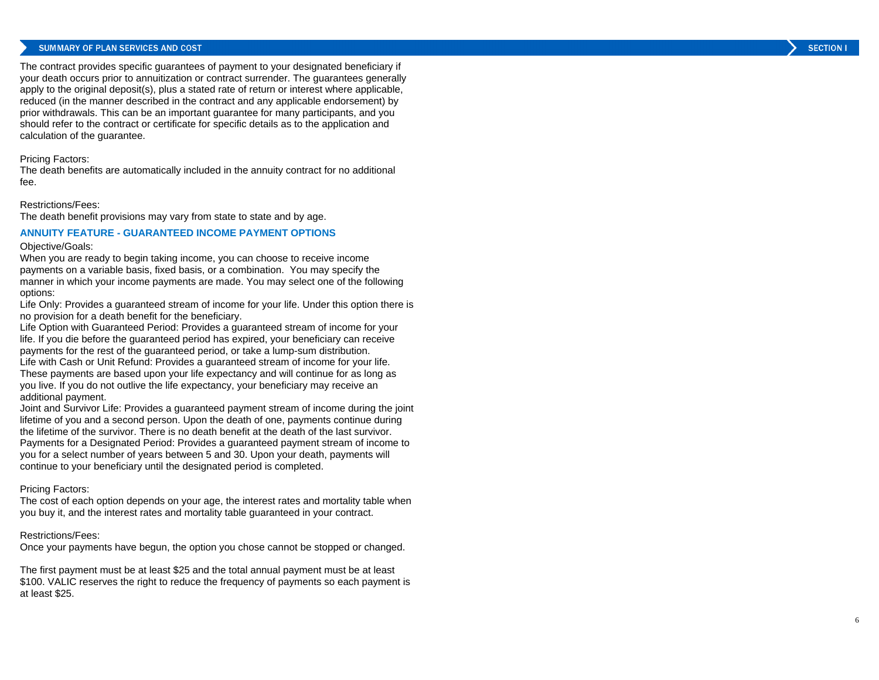The contract provides specific guarantees of payment to your designated beneficiary if your death occurs prior to annuitization or contract surrender. The guarantees generally apply to the original deposit(s), plus a stated rate of return or interest where applicable, reduced (in the manner described in the contract and any applicable endorsement) by prior withdrawals. This can be an important guarantee for many participants, and you should refer to the contract or certificate for specific details as to the application and calculation of the guarantee.

Pricing Factors:
The death benefits are automatically included in the annuity contract for no additional fee.

Restrictions/Fees:
The death benefit provisions may vary from state to state and by age.

### ANNUITY FEATURE - GUARANTEED INCOME PAYMENT OPTIONS

Objective/Goals:
When you are ready to begin taking income, you can choose to receive income payments on a variable basis, fixed basis, or a combination. You may specify the manner in which your income payments are made. You may select one of the following options:
Life Only: Provides a guaranteed stream of income for your life. Under this option there is no provision for a death benefit for the beneficiary.
Life Option with Guaranteed Period: Provides a guaranteed stream of income for your life. If you die before the guaranteed period has expired, your beneficiary can receive payments for the rest of the guaranteed period, or take a lump-sum distribution.
Life with Cash or Unit Refund: Provides a guaranteed stream of income for your life. These payments are based upon your life expectancy and will continue for as long as you live. If you do not outlive the life expectancy, your beneficiary may receive an additional payment.
Joint and Survivor Life: Provides a guaranteed payment stream of income during the joint lifetime of you and a second person. Upon the death of one, payments continue during the lifetime of the survivor. There is no death benefit at the death of the last survivor.
Payments for a Designated Period: Provides a guaranteed payment stream of income to you for a select number of years between 5 and 30. Upon your death, payments will continue to your beneficiary until the designated period is completed.

Pricing Factors:
The cost of each option depends on your age, the interest rates and mortality table when you buy it, and the interest rates and mortality table guaranteed in your contract.

Restrictions/Fees:
Once your payments have begun, the option you chose cannot be stopped or changed.

The first payment must be at least $25 and the total annual payment must be at least $100. VALIC reserves the right to reduce the frequency of payments so each payment is at least $25.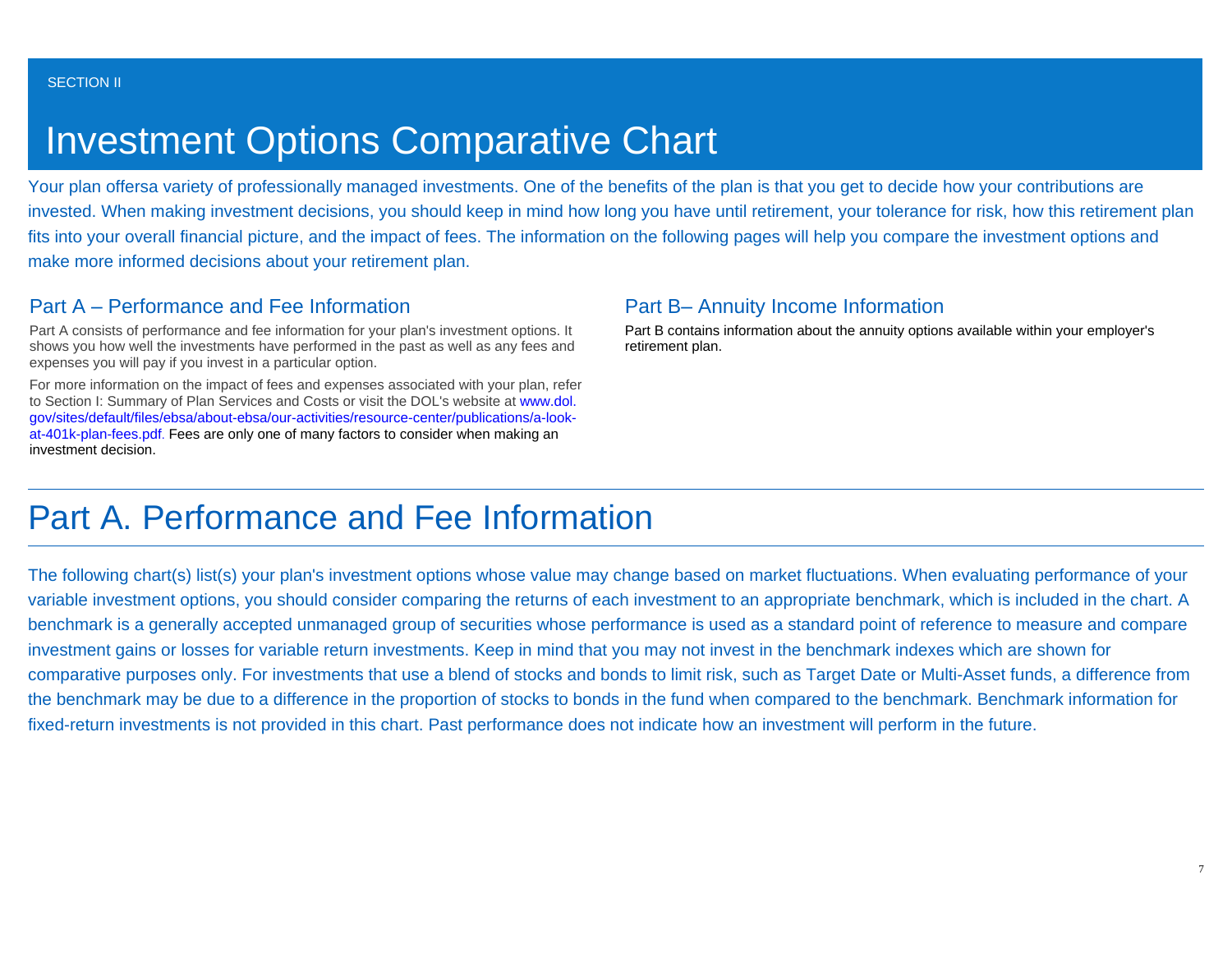SECTION II

# Investment Options Comparative Chart

Your plan offersa variety of professionally managed investments. One of the benefits of the plan is that you get to decide how your contributions are invested. When making investment decisions, you should keep in mind how long you have until retirement, your tolerance for risk, how this retirement plan fits into your overall financial picture, and the impact of fees. The information on the following pages will help you compare the investment options and make more informed decisions about your retirement plan.

### Part A – Performance and Fee Information

Part A consists of performance and fee information for your plan's investment options. It shows you how well the investments have performed in the past as well as any fees and expenses you will pay if you invest in a particular option.

For more information on the impact of fees and expenses associated with your plan, refer to Section I: Summary of Plan Services and Costs or visit the DOL's website at www.dol.gov/sites/default/files/ebsa/about-ebsa/our-activities/resource-center/publications/a-look-at-401k-plan-fees.pdf. Fees are only one of many factors to consider when making an investment decision.

### Part B– Annuity Income Information

Part B contains information about the annuity options available within your employer's retirement plan.

## Part A. Performance and Fee Information

The following chart(s) list(s) your plan's investment options whose value may change based on market fluctuations. When evaluating performance of your variable investment options, you should consider comparing the returns of each investment to an appropriate benchmark, which is included in the chart. A benchmark is a generally accepted unmanaged group of securities whose performance is used as a standard point of reference to measure and compare investment gains or losses for variable return investments. Keep in mind that you may not invest in the benchmark indexes which are shown for comparative purposes only. For investments that use a blend of stocks and bonds to limit risk, such as Target Date or Multi-Asset funds, a difference from the benchmark may be due to a difference in the proportion of stocks to bonds in the fund when compared to the benchmark. Benchmark information for fixed-return investments is not provided in this chart. Past performance does not indicate how an investment will perform in the future.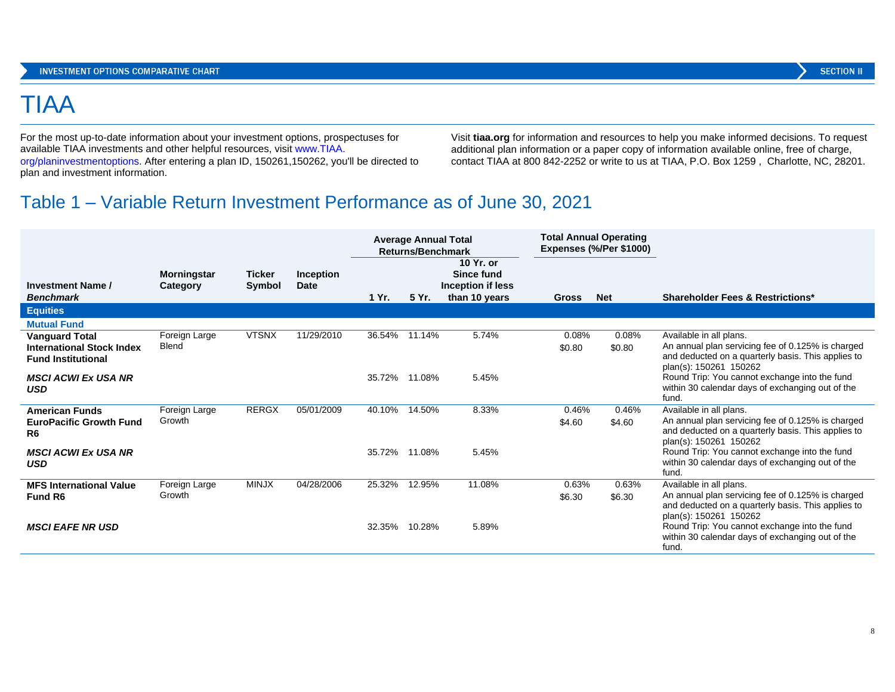# TIAA

For the most up-to-date information about your investment options, prospectuses for available TIAA investments and other helpful resources, visit www.TIAA.org/planinvestmentoptions. After entering a plan ID, 150261,150262, you'll be directed to plan and investment information.

Visit **tiaa.org** for information and resources to help you make informed decisions. To request additional plan information or a paper copy of information available online, free of charge, contact TIAA at 800 842-2252 or write to us at TIAA, P.O. Box 1259 , Charlotte, NC, 28201.

## Table 1 – Variable Return Investment Performance as of June 30, 2021

| Investment Name / *Benchmark* | Morningstar Category | Ticker Symbol | Inception Date | Average Annual Total Returns/Benchmark 1 Yr. | 5 Yr. | 10 Yr. or Since fund Inception if less than 10 years | Total Annual Operating Expenses (%/Per $1000) Gross | Net | Shareholder Fees & Restrictions* |
|---|---|---|---|---|---|---|---|---|---|
| **Equities** | | | | | | | | | |
| **Mutual Fund** | | | | | | | | | |
| **Vanguard Total International Stock Index Fund Institutional** | Foreign Large Blend | VTSNX | 11/29/2010 | 36.54% | 11.14% | 5.74% | 0.08% $0.80 | 0.08% $0.80 | Available in all plans. An annual plan servicing fee of 0.125% is charged and deducted on a quarterly basis. This applies to plan(s): 150261 150262 Round Trip: You cannot exchange into the fund within 30 calendar days of exchanging out of the fund. |
| ***MSCI ACWI Ex USA NR USD*** | | | | 35.72% | 11.08% | 5.45% | | | |
| **American Funds EuroPacific Growth Fund R6** | Foreign Large Growth | RERGX | 05/01/2009 | 40.10% | 14.50% | 8.33% | 0.46% $4.60 | 0.46% $4.60 | Available in all plans. An annual plan servicing fee of 0.125% is charged and deducted on a quarterly basis. This applies to plan(s): 150261 150262 Round Trip: You cannot exchange into the fund within 30 calendar days of exchanging out of the fund. |
| ***MSCI ACWI Ex USA NR USD*** | | | | 35.72% | 11.08% | 5.45% | | | |
| **MFS International Value Fund R6** | Foreign Large Growth | MINJX | 04/28/2006 | 25.32% | 12.95% | 11.08% | 0.63% $6.30 | 0.63% $6.30 | Available in all plans. An annual plan servicing fee of 0.125% is charged and deducted on a quarterly basis. This applies to plan(s): 150261 150262 Round Trip: You cannot exchange into the fund within 30 calendar days of exchanging out of the fund. |
| ***MSCI EAFE NR USD*** | | | | 32.35% | 10.28% | 5.89% | | | |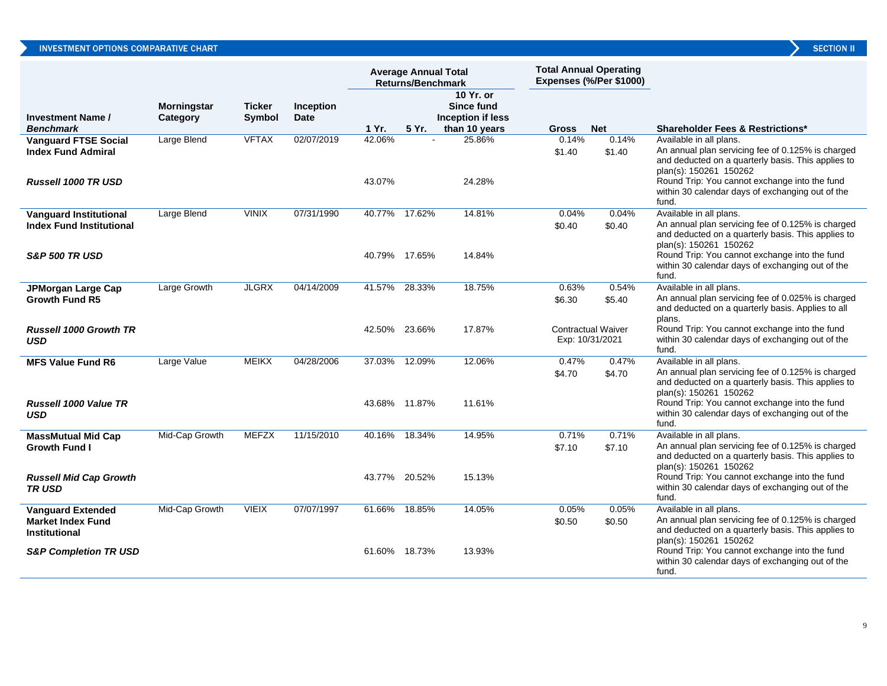## INVESTMENT OPTIONS COMPARATIVE CHART

| Investment Name / *Benchmark* | Morningstar Category | Ticker Symbol | Inception Date | Average Annual Total Returns/Benchmark 1 Yr. | 5 Yr. | 10 Yr. or Since fund Inception if less than 10 years | Total Annual Operating Expenses (%/Per $1000) Gross | Net | Shareholder Fees & Restrictions* |
|---|---|---|---|---|---|---|---|---|---|
| **Vanguard FTSE Social Index Fund Admiral** | Large Blend | VFTAX | 02/07/2019 | 42.06% | - | 25.86% | 0.14% $1.40 | 0.14% $1.40 | Available in all plans. An annual plan servicing fee of 0.125% is charged and deducted on a quarterly basis. This applies to plan(s): 150261 150262 |
| ***Russell 1000 TR USD*** | | | | 43.07% | | 24.28% | | | Round Trip: You cannot exchange into the fund within 30 calendar days of exchanging out of the fund. |
| **Vanguard Institutional Index Fund Institutional** | Large Blend | VINIX | 07/31/1990 | 40.77% | 17.62% | 14.81% | 0.04% $0.40 | 0.04% $0.40 | Available in all plans. An annual plan servicing fee of 0.125% is charged and deducted on a quarterly basis. This applies to plan(s): 150261 150262 |
| ***S&P 500 TR USD*** | | | | 40.79% | 17.65% | 14.84% | | | Round Trip: You cannot exchange into the fund within 30 calendar days of exchanging out of the fund. |
| **JPMorgan Large Cap Growth Fund R5** | Large Growth | JLGRX | 04/14/2009 | 41.57% | 28.33% | 18.75% | 0.63% $6.30 | 0.54% $5.40 | Available in all plans. An annual plan servicing fee of 0.025% is charged and deducted on a quarterly basis. Applies to all plans. |
| ***Russell 1000 Growth TR USD*** | | | | 42.50% | 23.66% | 17.87% | Contractual Waiver Exp: 10/31/2021 | | Round Trip: You cannot exchange into the fund within 30 calendar days of exchanging out of the fund. |
| **MFS Value Fund R6** | Large Value | MEIKX | 04/28/2006 | 37.03% | 12.09% | 12.06% | 0.47% $4.70 | 0.47% $4.70 | Available in all plans. An annual plan servicing fee of 0.125% is charged and deducted on a quarterly basis. This applies to plan(s): 150261 150262 |
| ***Russell 1000 Value TR USD*** | | | | 43.68% | 11.87% | 11.61% | | | Round Trip: You cannot exchange into the fund within 30 calendar days of exchanging out of the fund. |
| **MassMutual Mid Cap Growth Fund I** | Mid-Cap Growth | MEFZX | 11/15/2010 | 40.16% | 18.34% | 14.95% | 0.71% $7.10 | 0.71% $7.10 | Available in all plans. An annual plan servicing fee of 0.125% is charged and deducted on a quarterly basis. This applies to plan(s): 150261 150262 |
| ***Russell Mid Cap Growth TR USD*** | | | | 43.77% | 20.52% | 15.13% | | | Round Trip: You cannot exchange into the fund within 30 calendar days of exchanging out of the fund. |
| **Vanguard Extended Market Index Fund Institutional** | Mid-Cap Growth | VIEIX | 07/07/1997 | 61.66% | 18.85% | 14.05% | 0.05% $0.50 | 0.05% $0.50 | Available in all plans. An annual plan servicing fee of 0.125% is charged and deducted on a quarterly basis. This applies to plan(s): 150261 150262 |
| ***S&P Completion TR USD*** | | | | 61.60% | 18.73% | 13.93% | | | Round Trip: You cannot exchange into the fund within 30 calendar days of exchanging out of the fund. |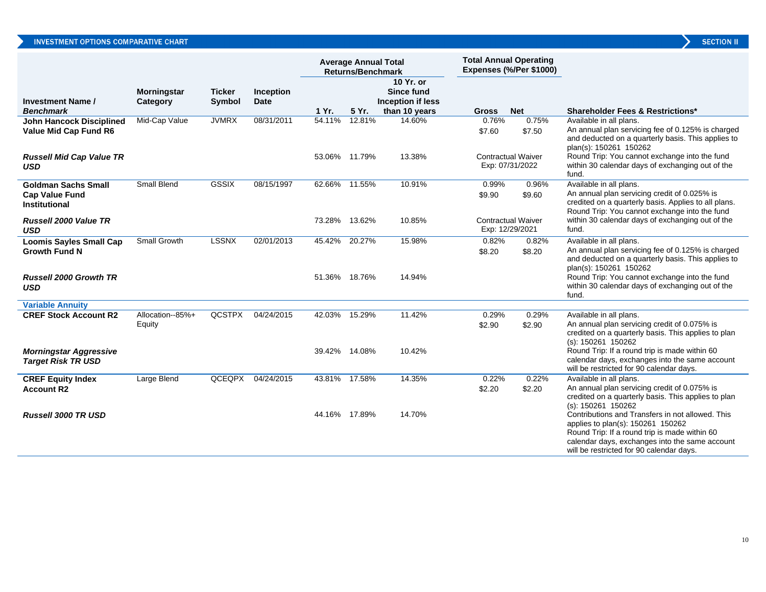## INVESTMENT OPTIONS COMPARATIVE CHART

| Investment Name / *Benchmark* | Morningstar Category | Ticker Symbol | Inception Date | Average Annual Total Returns/Benchmark 1 Yr. | 5 Yr. | 10 Yr. or Since fund Inception if less than 10 years | Total Annual Operating Expenses (%/Per $1000) Gross | Net | Shareholder Fees & Restrictions* |
|---|---|---|---|---|---|---|---|---|---|
| **John Hancock Disciplined Value Mid Cap Fund R6** | Mid-Cap Value | JVMRX | 08/31/2011 | 54.11% | 12.81% | 14.60% | 0.76% $7.60 | 0.75% $7.50 | Available in all plans. An annual plan servicing fee of 0.125% is charged and deducted on a quarterly basis. This applies to plan(s): 150261 150262 Round Trip: You cannot exchange into the fund within 30 calendar days of exchanging out of the fund. |
| ***Russell Mid Cap Value TR USD*** | | | | 53.06% | 11.79% | 13.38% | Contractual Waiver Exp: 07/31/2022 | | |
| **Goldman Sachs Small Cap Value Fund Institutional** | Small Blend | GSSIX | 08/15/1997 | 62.66% | 11.55% | 10.91% | 0.99% $9.90 | 0.96% $9.60 | Available in all plans. An annual plan servicing credit of 0.025% is credited on a quarterly basis. Applies to all plans. Round Trip: You cannot exchange into the fund within 30 calendar days of exchanging out of the fund. |
| ***Russell 2000 Value TR USD*** | | | | 73.28% | 13.62% | 10.85% | Contractual Waiver Exp: 12/29/2021 | | |
| **Loomis Sayles Small Cap Growth Fund N** | Small Growth | LSSNX | 02/01/2013 | 45.42% | 20.27% | 15.98% | 0.82% $8.20 | 0.82% $8.20 | Available in all plans. An annual plan servicing fee of 0.125% is charged and deducted on a quarterly basis. This applies to plan(s): 150261 150262 Round Trip: You cannot exchange into the fund within 30 calendar days of exchanging out of the fund. |
| ***Russell 2000 Growth TR USD*** | | | | 51.36% | 18.76% | 14.94% | | | |
| **Variable Annuity** | | | | | | | | | |
| **CREF Stock Account R2** | Allocation--85%+ Equity | QCSTPX | 04/24/2015 | 42.03% | 15.29% | 11.42% | 0.29% $2.90 | 0.29% $2.90 | Available in all plans. An annual plan servicing credit of 0.075% is credited on a quarterly basis. This applies to plan (s): 150261 150262 Round Trip: If a round trip is made within 60 calendar days, exchanges into the same account will be restricted for 90 calendar days. |
| ***Morningstar Aggressive Target Risk TR USD*** | | | | 39.42% | 14.08% | 10.42% | | | |
| **CREF Equity Index Account R2** | Large Blend | QCEQPX | 04/24/2015 | 43.81% | 17.58% | 14.35% | 0.22% $2.20 | 0.22% $2.20 | Available in all plans. An annual plan servicing credit of 0.075% is credited on a quarterly basis. This applies to plan (s): 150261 150262 Contributions and Transfers in not allowed. This applies to plan(s): 150261 150262 Round Trip: If a round trip is made within 60 calendar days, exchanges into the same account will be restricted for 90 calendar days. |
| ***Russell 3000 TR USD*** | | | | 44.16% | 17.89% | 14.70% | | | |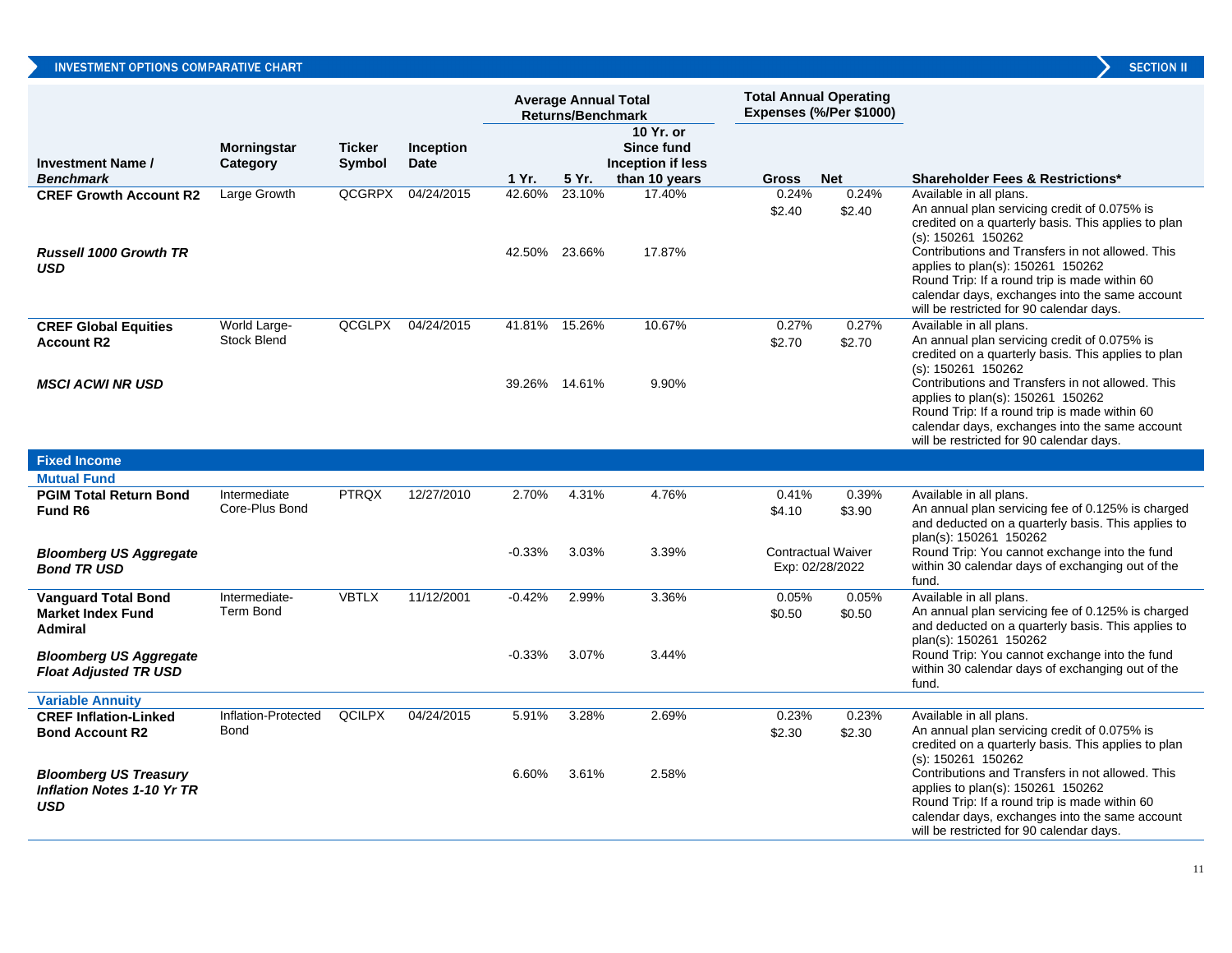INVESTMENT OPTIONS COMPARATIVE CHART — SECTION II

| Investment Name / *Benchmark* | Morningstar Category | Ticker Symbol | Inception Date | Average Annual Total Returns/Benchmark | | | Total Annual Operating Expenses (%/Per $1000) | | Shareholder Fees & Restrictions* |
|---|---|---|---|---|---|---|---|---|---|
| | | | | 1 Yr. | 5 Yr. | 10 Yr. or Since fund Inception if less than 10 years | Gross | Net | |
| **CREF Growth Account R2** | Large Growth | QCGRPX | 04/24/2015 | 42.60% | 23.10% | 17.40% | 0.24%<br>$2.40 | 0.24%<br>$2.40 | Available in all plans.<br>An annual plan servicing credit of 0.075% is credited on a quarterly basis. This applies to plan (s): 150261 150262<br>Contributions and Transfers in not allowed. This applies to plan(s): 150261 150262<br>Round Trip: If a round trip is made within 60 calendar days, exchanges into the same account will be restricted for 90 calendar days. |
| ***Russell 1000 Growth TR USD*** | | | | 42.50% | 23.66% | 17.87% | | | |
| **CREF Global Equities Account R2** | World Large-Stock Blend | QCGLPX | 04/24/2015 | 41.81% | 15.26% | 10.67% | 0.27%<br>$2.70 | 0.27%<br>$2.70 | Available in all plans.<br>An annual plan servicing credit of 0.075% is credited on a quarterly basis. This applies to plan (s): 150261 150262<br>Contributions and Transfers in not allowed. This applies to plan(s): 150261 150262<br>Round Trip: If a round trip is made within 60 calendar days, exchanges into the same account will be restricted for 90 calendar days. |
| ***MSCI ACWI NR USD*** | | | | 39.26% | 14.61% | 9.90% | | | |
| **Fixed Income** | | | | | | | | | |
| **Mutual Fund** | | | | | | | | | |
| **PGIM Total Return Bond Fund R6** | Intermediate Core-Plus Bond | PTRQX | 12/27/2010 | 2.70% | 4.31% | 4.76% | 0.41%<br>$4.10 | 0.39%<br>$3.90 | Available in all plans.<br>An annual plan servicing fee of 0.125% is charged and deducted on a quarterly basis. This applies to plan(s): 150261 150262<br>Round Trip: You cannot exchange into the fund within 30 calendar days of exchanging out of the fund. |
| ***Bloomberg US Aggregate Bond TR USD*** | | | | -0.33% | 3.03% | 3.39% | Contractual Waiver Exp: 02/28/2022 | | |
| **Vanguard Total Bond Market Index Fund Admiral** | Intermediate-Term Bond | VBTLX | 11/12/2001 | -0.42% | 2.99% | 3.36% | 0.05%<br>$0.50 | 0.05%<br>$0.50 | Available in all plans.<br>An annual plan servicing fee of 0.125% is charged and deducted on a quarterly basis. This applies to plan(s): 150261 150262<br>Round Trip: You cannot exchange into the fund within 30 calendar days of exchanging out of the fund. |
| ***Bloomberg US Aggregate Float Adjusted TR USD*** | | | | -0.33% | 3.07% | 3.44% | | | |
| **Variable Annuity** | | | | | | | | | |
| **CREF Inflation-Linked Bond Account R2** | Inflation-Protected Bond | QCILPX | 04/24/2015 | 5.91% | 3.28% | 2.69% | 0.23%<br>$2.30 | 0.23%<br>$2.30 | Available in all plans.<br>An annual plan servicing credit of 0.075% is credited on a quarterly basis. This applies to plan (s): 150261 150262<br>Contributions and Transfers in not allowed. This applies to plan(s): 150261 150262<br>Round Trip: If a round trip is made within 60 calendar days, exchanges into the same account will be restricted for 90 calendar days. |
| ***Bloomberg US Treasury Inflation Notes 1-10 Yr TR USD*** | | | | 6.60% | 3.61% | 2.58% | | | |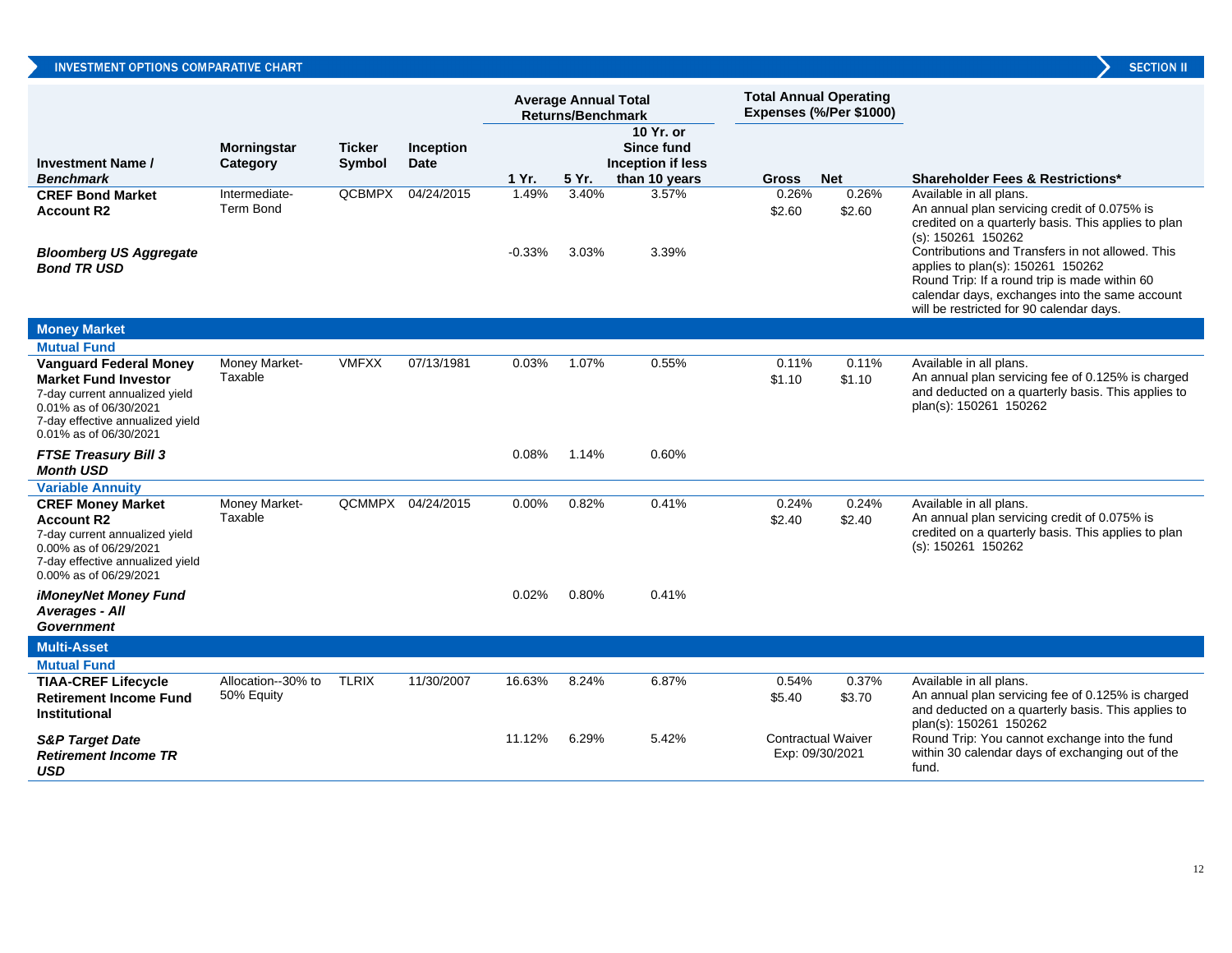INVESTMENT OPTIONS COMPARATIVE CHART — SECTION II

| Investment Name / *Benchmark* | Morningstar Category | Ticker Symbol | Inception Date | Average Annual Total Returns/Benchmark 1 Yr. | 5 Yr. | 10 Yr. or Since fund Inception if less than 10 years | Total Annual Operating Expenses (%/Per $1000) Gross | Net | Shareholder Fees & Restrictions* |
|---|---|---|---|---|---|---|---|---|---|
| **CREF Bond Market Account R2** | Intermediate-Term Bond | QCBMPX | 04/24/2015 | 1.49% | 3.40% | 3.57% | 0.26% $2.60 | 0.26% $2.60 | Available in all plans. An annual plan servicing credit of 0.075% is credited on a quarterly basis. This applies to plan (s): 150261 150262 Contributions and Transfers in not allowed. This applies to plan(s): 150261 150262 Round Trip: If a round trip is made within 60 calendar days, exchanges into the same account will be restricted for 90 calendar days. |
| ***Bloomberg US Aggregate Bond TR USD*** | | | | -0.33% | 3.03% | 3.39% | | | |
| **Money Market** | | | | | | | | | |
| **Mutual Fund** | | | | | | | | | |
| **Vanguard Federal Money Market Fund Investor** 7-day current annualized yield 0.01% as of 06/30/2021 7-day effective annualized yield 0.01% as of 06/30/2021 | Money Market-Taxable | VMFXX | 07/13/1981 | 0.03% | 1.07% | 0.55% | 0.11% $1.10 | 0.11% $1.10 | Available in all plans. An annual plan servicing fee of 0.125% is charged and deducted on a quarterly basis. This applies to plan(s): 150261 150262 |
| ***FTSE Treasury Bill 3 Month USD*** | | | | 0.08% | 1.14% | 0.60% | | | |
| **Variable Annuity** | | | | | | | | | |
| **CREF Money Market Account R2** 7-day current annualized yield 0.00% as of 06/29/2021 7-day effective annualized yield 0.00% as of 06/29/2021 | Money Market-Taxable | QCMMPX | 04/24/2015 | 0.00% | 0.82% | 0.41% | 0.24% $2.40 | 0.24% $2.40 | Available in all plans. An annual plan servicing credit of 0.075% is credited on a quarterly basis. This applies to plan (s): 150261 150262 |
| ***iMoneyNet Money Fund Averages - All Government*** | | | | 0.02% | 0.80% | 0.41% | | | |
| **Multi-Asset** | | | | | | | | | |
| **Mutual Fund** | | | | | | | | | |
| **TIAA-CREF Lifecycle Retirement Income Fund Institutional** | Allocation--30% to 50% Equity | TLRIX | 11/30/2007 | 16.63% | 8.24% | 6.87% | 0.54% $5.40 | 0.37% $3.70 | Available in all plans. An annual plan servicing fee of 0.125% is charged and deducted on a quarterly basis. This applies to plan(s): 150261 150262 Round Trip: You cannot exchange into the fund within 30 calendar days of exchanging out of the fund. |
| ***S&P Target Date Retirement Income TR USD*** | | | | 11.12% | 6.29% | 5.42% | Contractual Waiver Exp: 09/30/2021 | | |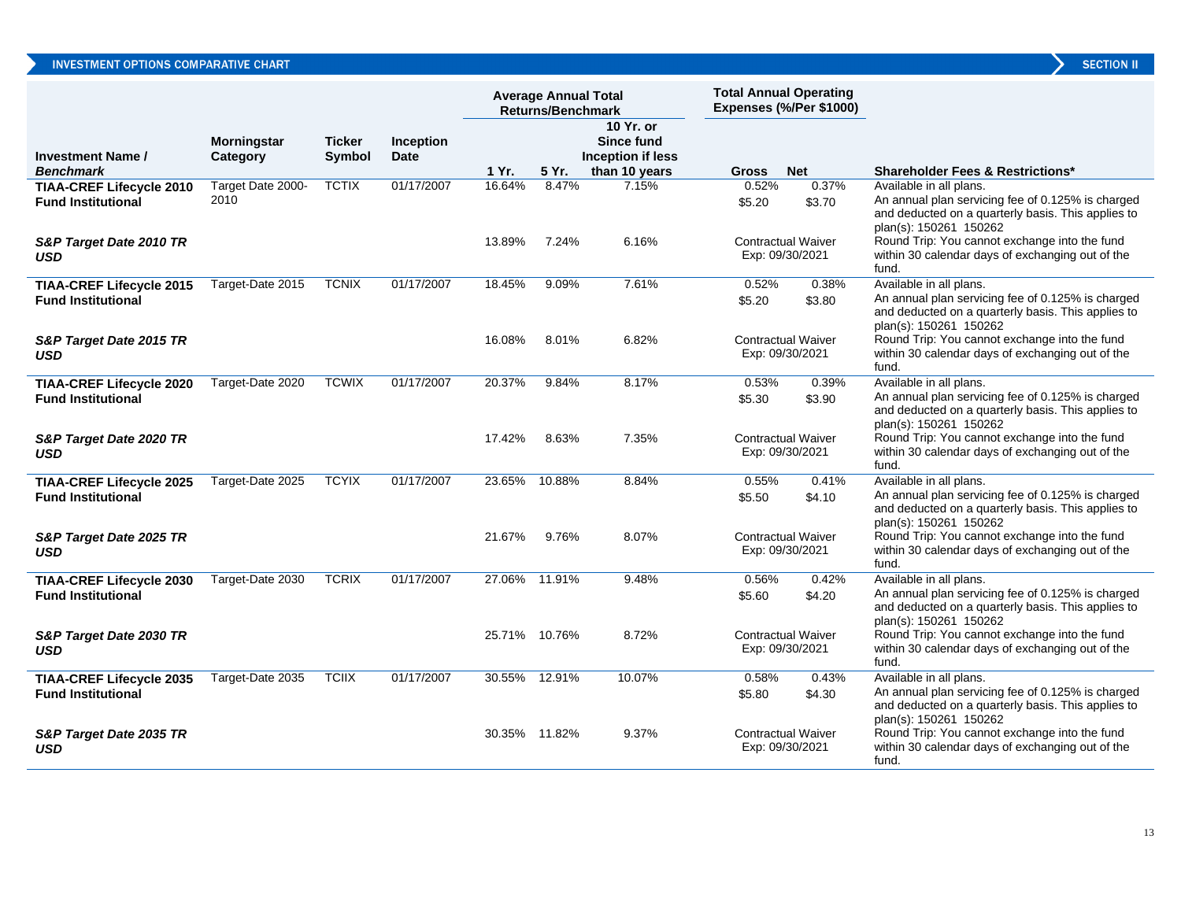## INVESTMENT OPTIONS COMPARATIVE CHART

**SECTION II**

| Investment Name / *Benchmark* | Morningstar Category | Ticker Symbol | Inception Date | Average Annual Total Returns/Benchmark 1 Yr. | 5 Yr. | 10 Yr. or Since fund Inception if less than 10 years | Total Annual Operating Expenses (%/Per $1000) Gross | Net | Shareholder Fees & Restrictions* |
|---|---|---|---|---|---|---|---|---|---|
| **TIAA-CREF Lifecycle 2010 Fund Institutional** | Target Date 2000-2010 | TCTIX | 01/17/2007 | 16.64% | 8.47% | 7.15% | 0.52% $5.20 | 0.37% $3.70 | Available in all plans. An annual plan servicing fee of 0.125% is charged and deducted on a quarterly basis. This applies to plan(s): 150261 150262 |
| ***S&P Target Date 2010 TR USD*** | | | | 13.89% | 7.24% | 6.16% | Contractual Waiver Exp: 09/30/2021 | | Round Trip: You cannot exchange into the fund within 30 calendar days of exchanging out of the fund. |
| **TIAA-CREF Lifecycle 2015 Fund Institutional** | Target-Date 2015 | TCNIX | 01/17/2007 | 18.45% | 9.09% | 7.61% | 0.52% $5.20 | 0.38% $3.80 | Available in all plans. An annual plan servicing fee of 0.125% is charged and deducted on a quarterly basis. This applies to plan(s): 150261 150262 |
| ***S&P Target Date 2015 TR USD*** | | | | 16.08% | 8.01% | 6.82% | Contractual Waiver Exp: 09/30/2021 | | Round Trip: You cannot exchange into the fund within 30 calendar days of exchanging out of the fund. |
| **TIAA-CREF Lifecycle 2020 Fund Institutional** | Target-Date 2020 | TCWIX | 01/17/2007 | 20.37% | 9.84% | 8.17% | 0.53% $5.30 | 0.39% $3.90 | Available in all plans. An annual plan servicing fee of 0.125% is charged and deducted on a quarterly basis. This applies to plan(s): 150261 150262 |
| ***S&P Target Date 2020 TR USD*** | | | | 17.42% | 8.63% | 7.35% | Contractual Waiver Exp: 09/30/2021 | | Round Trip: You cannot exchange into the fund within 30 calendar days of exchanging out of the fund. |
| **TIAA-CREF Lifecycle 2025 Fund Institutional** | Target-Date 2025 | TCYIX | 01/17/2007 | 23.65% | 10.88% | 8.84% | 0.55% $5.50 | 0.41% $4.10 | Available in all plans. An annual plan servicing fee of 0.125% is charged and deducted on a quarterly basis. This applies to plan(s): 150261 150262 |
| ***S&P Target Date 2025 TR USD*** | | | | 21.67% | 9.76% | 8.07% | Contractual Waiver Exp: 09/30/2021 | | Round Trip: You cannot exchange into the fund within 30 calendar days of exchanging out of the fund. |
| **TIAA-CREF Lifecycle 2030 Fund Institutional** | Target-Date 2030 | TCRIX | 01/17/2007 | 27.06% | 11.91% | 9.48% | 0.56% $5.60 | 0.42% $4.20 | Available in all plans. An annual plan servicing fee of 0.125% is charged and deducted on a quarterly basis. This applies to plan(s): 150261 150262 |
| ***S&P Target Date 2030 TR USD*** | | | | 25.71% | 10.76% | 8.72% | Contractual Waiver Exp: 09/30/2021 | | Round Trip: You cannot exchange into the fund within 30 calendar days of exchanging out of the fund. |
| **TIAA-CREF Lifecycle 2035 Fund Institutional** | Target-Date 2035 | TCIIX | 01/17/2007 | 30.55% | 12.91% | 10.07% | 0.58% $5.80 | 0.43% $4.30 | Available in all plans. An annual plan servicing fee of 0.125% is charged and deducted on a quarterly basis. This applies to plan(s): 150261 150262 |
| ***S&P Target Date 2035 TR USD*** | | | | 30.35% | 11.82% | 9.37% | Contractual Waiver Exp: 09/30/2021 | | Round Trip: You cannot exchange into the fund within 30 calendar days of exchanging out of the fund. |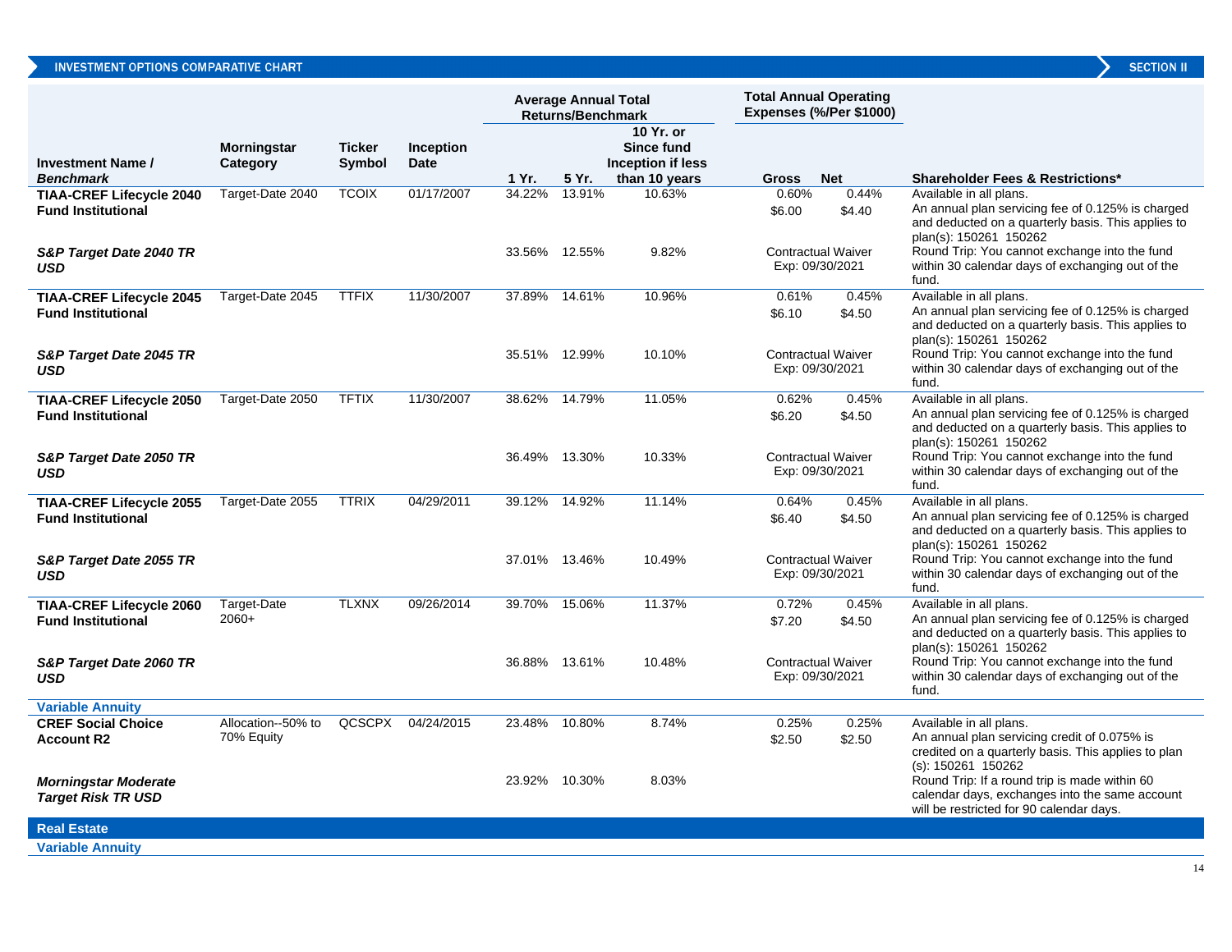## INVESTMENT OPTIONS COMPARATIVE CHART

| Investment Name / *Benchmark* | Morningstar Category | Ticker Symbol | Inception Date | Average Annual Total Returns/Benchmark 1 Yr. | 5 Yr. | 10 Yr. or Since fund Inception if less than 10 years | Total Annual Operating Expenses (%/Per $1000) Gross | Net | Shareholder Fees & Restrictions* |
|---|---|---|---|---|---|---|---|---|---|
| **TIAA-CREF Lifecycle 2040 Fund Institutional** | Target-Date 2040 | TCOIX | 01/17/2007 | 34.22% | 13.91% | 10.63% | 0.60% $6.00 | 0.44% $4.40 | Available in all plans. An annual plan servicing fee of 0.125% is charged and deducted on a quarterly basis. This applies to plan(s): 150261 150262 |
| ***S&P Target Date 2040 TR USD*** | | | | 33.56% | 12.55% | 9.82% | Contractual Waiver Exp: 09/30/2021 | | Round Trip: You cannot exchange into the fund within 30 calendar days of exchanging out of the fund. |
| **TIAA-CREF Lifecycle 2045 Fund Institutional** | Target-Date 2045 | TTFIX | 11/30/2007 | 37.89% | 14.61% | 10.96% | 0.61% $6.10 | 0.45% $4.50 | Available in all plans. An annual plan servicing fee of 0.125% is charged and deducted on a quarterly basis. This applies to plan(s): 150261 150262 |
| ***S&P Target Date 2045 TR USD*** | | | | 35.51% | 12.99% | 10.10% | Contractual Waiver Exp: 09/30/2021 | | Round Trip: You cannot exchange into the fund within 30 calendar days of exchanging out of the fund. |
| **TIAA-CREF Lifecycle 2050 Fund Institutional** | Target-Date 2050 | TFTIX | 11/30/2007 | 38.62% | 14.79% | 11.05% | 0.62% $6.20 | 0.45% $4.50 | Available in all plans. An annual plan servicing fee of 0.125% is charged and deducted on a quarterly basis. This applies to plan(s): 150261 150262 |
| ***S&P Target Date 2050 TR USD*** | | | | 36.49% | 13.30% | 10.33% | Contractual Waiver Exp: 09/30/2021 | | Round Trip: You cannot exchange into the fund within 30 calendar days of exchanging out of the fund. |
| **TIAA-CREF Lifecycle 2055 Fund Institutional** | Target-Date 2055 | TTRIX | 04/29/2011 | 39.12% | 14.92% | 11.14% | 0.64% $6.40 | 0.45% $4.50 | Available in all plans. An annual plan servicing fee of 0.125% is charged and deducted on a quarterly basis. This applies to plan(s): 150261 150262 |
| ***S&P Target Date 2055 TR USD*** | | | | 37.01% | 13.46% | 10.49% | Contractual Waiver Exp: 09/30/2021 | | Round Trip: You cannot exchange into the fund within 30 calendar days of exchanging out of the fund. |
| **TIAA-CREF Lifecycle 2060 Fund Institutional** | Target-Date 2060+ | TLXNX | 09/26/2014 | 39.70% | 15.06% | 11.37% | 0.72% $7.20 | 0.45% $4.50 | Available in all plans. An annual plan servicing fee of 0.125% is charged and deducted on a quarterly basis. This applies to plan(s): 150261 150262 |
| ***S&P Target Date 2060 TR USD*** | | | | 36.88% | 13.61% | 10.48% | Contractual Waiver Exp: 09/30/2021 | | Round Trip: You cannot exchange into the fund within 30 calendar days of exchanging out of the fund. |
| **Variable Annuity** | | | | | | | | | |
| **CREF Social Choice Account R2** | Allocation--50% to 70% Equity | QCSCPX | 04/24/2015 | 23.48% | 10.80% | 8.74% | 0.25% $2.50 | 0.25% $2.50 | Available in all plans. An annual plan servicing credit of 0.075% is credited on a quarterly basis. This applies to plan (s): 150261 150262 |
| ***Morningstar Moderate Target Risk TR USD*** | | | | 23.92% | 10.30% | 8.03% | | | Round Trip: If a round trip is made within 60 calendar days, exchanges into the same account will be restricted for 90 calendar days. |
| **Real Estate** | | | | | | | | | |
| **Variable Annuity** | | | | | | | | | |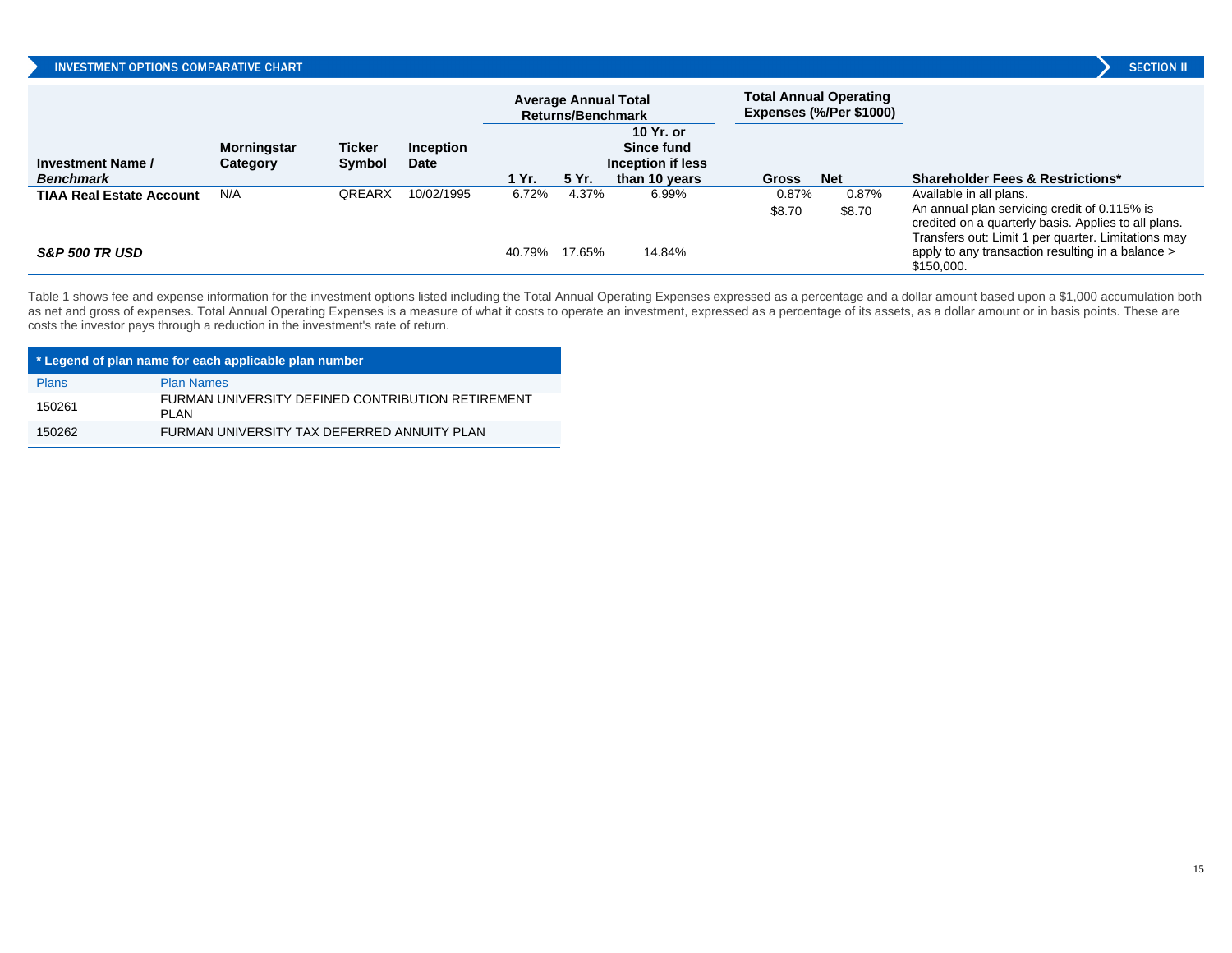## INVESTMENT OPTIONS COMPARATIVE CHART

**SECTION II**

| Investment Name / *Benchmark* | Morningstar Category | Ticker Symbol | Inception Date | Average Annual Total Returns/Benchmark 1 Yr. | 5 Yr. | 10 Yr. or Since fund Inception if less than 10 years | Total Annual Operating Expenses (%/Per $1000) Gross | Net | Shareholder Fees & Restrictions* |
|---|---|---|---|---|---|---|---|---|---|
| **TIAA Real Estate Account** | N/A | QREARX | 10/02/1995 | 6.72% | 4.37% | 6.99% | 0.87% $8.70 | 0.87% $8.70 | Available in all plans. An annual plan servicing credit of 0.115% is credited on a quarterly basis. Applies to all plans. Transfers out: Limit 1 per quarter. Limitations may apply to any transaction resulting in a balance > $150,000. |
| ***S&P 500 TR USD*** | | | | 40.79% | 17.65% | 14.84% | | | |

Table 1 shows fee and expense information for the investment options listed including the Total Annual Operating Expenses expressed as a percentage and a dollar amount based upon a $1,000 accumulation both as net and gross of expenses. Total Annual Operating Expenses is a measure of what it costs to operate an investment, expressed as a percentage of its assets, as a dollar amount or in basis points. These are costs the investor pays through a reduction in the investment's rate of return.

| * Legend of plan name for each applicable plan number | |
|---|---|
| Plans | Plan Names |
| 150261 | FURMAN UNIVERSITY DEFINED CONTRIBUTION RETIREMENT PLAN |
| 150262 | FURMAN UNIVERSITY TAX DEFERRED ANNUITY PLAN |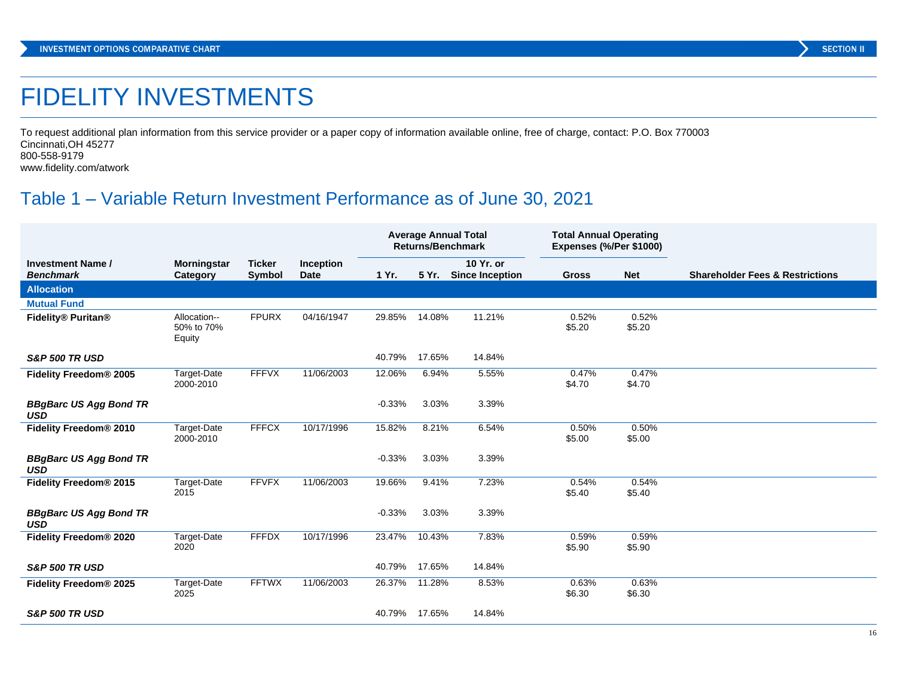# FIDELITY INVESTMENTS

To request additional plan information from this service provider or a paper copy of information available online, free of charge, contact: P.O. Box 770003
Cincinnati,OH 45277
800-558-9179
www.fidelity.com/atwork

## Table 1 – Variable Return Investment Performance as of June 30, 2021

| Investment Name / *Benchmark* | Morningstar Category | Ticker Symbol | Inception Date | Average Annual Total Returns/Benchmark | | | Total Annual Operating Expenses (%/Per $1000) | | Shareholder Fees & Restrictions |
|---|---|---|---|---|---|---|---|---|---|
| | | | | 1 Yr. | 5 Yr. | 10 Yr. or Since Inception | Gross | Net | |
| **Allocation** | | | | | | | | | |
| **Mutual Fund** | | | | | | | | | |
| **Fidelity® Puritan®** | Allocation--50% to 70% Equity | FPURX | 04/16/1947 | 29.85% | 14.08% | 11.21% | 0.52% $5.20 | 0.52% $5.20 | |
| ***S&P 500 TR USD*** | | | | 40.79% | 17.65% | 14.84% | | | |
| **Fidelity Freedom® 2005** | Target-Date 2000-2010 | FFFVX | 11/06/2003 | 12.06% | 6.94% | 5.55% | 0.47% $4.70 | 0.47% $4.70 | |
| ***BBgBarc US Agg Bond TR USD*** | | | | -0.33% | 3.03% | 3.39% | | | |
| **Fidelity Freedom® 2010** | Target-Date 2000-2010 | FFFCX | 10/17/1996 | 15.82% | 8.21% | 6.54% | 0.50% $5.00 | 0.50% $5.00 | |
| ***BBgBarc US Agg Bond TR USD*** | | | | -0.33% | 3.03% | 3.39% | | | |
| **Fidelity Freedom® 2015** | Target-Date 2015 | FFVFX | 11/06/2003 | 19.66% | 9.41% | 7.23% | 0.54% $5.40 | 0.54% $5.40 | |
| ***BBgBarc US Agg Bond TR USD*** | | | | -0.33% | 3.03% | 3.39% | | | |
| **Fidelity Freedom® 2020** | Target-Date 2020 | FFFDX | 10/17/1996 | 23.47% | 10.43% | 7.83% | 0.59% $5.90 | 0.59% $5.90 | |
| ***S&P 500 TR USD*** | | | | 40.79% | 17.65% | 14.84% | | | |
| **Fidelity Freedom® 2025** | Target-Date 2025 | FFTWX | 11/06/2003 | 26.37% | 11.28% | 8.53% | 0.63% $6.30 | 0.63% $6.30 | |
| ***S&P 500 TR USD*** | | | | 40.79% | 17.65% | 14.84% | | | |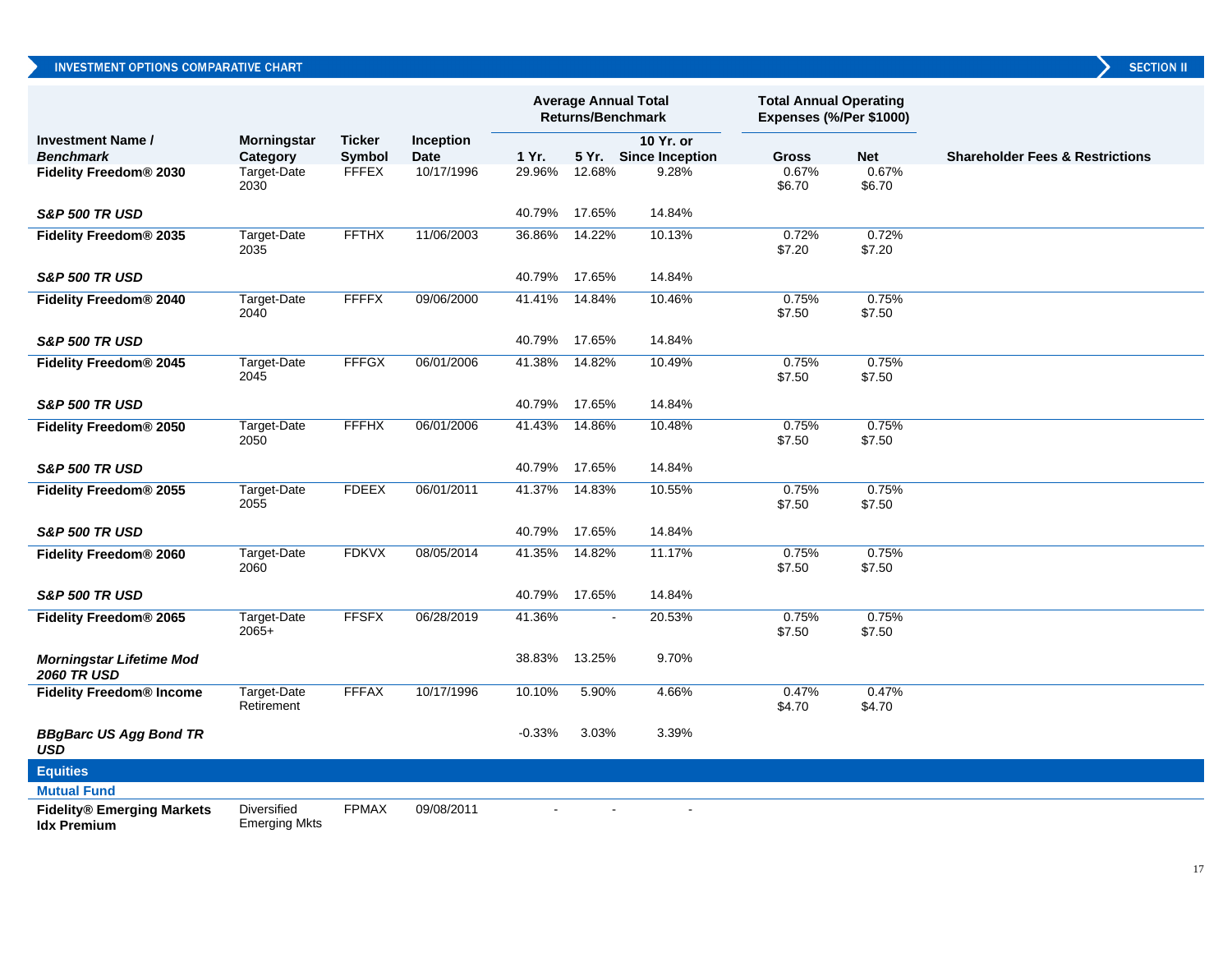## INVESTMENT OPTIONS COMPARATIVE CHART

| Investment Name / *Benchmark* | Morningstar Category | Ticker Symbol | Inception Date | Average Annual Total Returns/Benchmark 1 Yr. | 5 Yr. | 10 Yr. or Since Inception | Total Annual Operating Expenses (%/Per $1000) Gross | Net | Shareholder Fees & Restrictions |
|---|---|---|---|---|---|---|---|---|---|
| **Fidelity Freedom® 2030** | Target-Date 2030 | FFFEX | 10/17/1996 | 29.96% | 12.68% | 9.28% | 0.67% $6.70 | 0.67% $6.70 | |
| ***S&P 500 TR USD*** | | | | 40.79% | 17.65% | 14.84% | | | |
| **Fidelity Freedom® 2035** | Target-Date 2035 | FFTHX | 11/06/2003 | 36.86% | 14.22% | 10.13% | 0.72% $7.20 | 0.72% $7.20 | |
| ***S&P 500 TR USD*** | | | | 40.79% | 17.65% | 14.84% | | | |
| **Fidelity Freedom® 2040** | Target-Date 2040 | FFFFX | 09/06/2000 | 41.41% | 14.84% | 10.46% | 0.75% $7.50 | 0.75% $7.50 | |
| ***S&P 500 TR USD*** | | | | 40.79% | 17.65% | 14.84% | | | |
| **Fidelity Freedom® 2045** | Target-Date 2045 | FFFGX | 06/01/2006 | 41.38% | 14.82% | 10.49% | 0.75% $7.50 | 0.75% $7.50 | |
| ***S&P 500 TR USD*** | | | | 40.79% | 17.65% | 14.84% | | | |
| **Fidelity Freedom® 2050** | Target-Date 2050 | FFFHX | 06/01/2006 | 41.43% | 14.86% | 10.48% | 0.75% $7.50 | 0.75% $7.50 | |
| ***S&P 500 TR USD*** | | | | 40.79% | 17.65% | 14.84% | | | |
| **Fidelity Freedom® 2055** | Target-Date 2055 | FDEEX | 06/01/2011 | 41.37% | 14.83% | 10.55% | 0.75% $7.50 | 0.75% $7.50 | |
| ***S&P 500 TR USD*** | | | | 40.79% | 17.65% | 14.84% | | | |
| **Fidelity Freedom® 2060** | Target-Date 2060 | FDKVX | 08/05/2014 | 41.35% | 14.82% | 11.17% | 0.75% $7.50 | 0.75% $7.50 | |
| ***S&P 500 TR USD*** | | | | 40.79% | 17.65% | 14.84% | | | |
| **Fidelity Freedom® 2065** | Target-Date 2065+ | FFSFX | 06/28/2019 | 41.36% | - | 20.53% | 0.75% $7.50 | 0.75% $7.50 | |
| ***Morningstar Lifetime Mod 2060 TR USD*** | | | | 38.83% | 13.25% | 9.70% | | | |
| **Fidelity Freedom® Income** | Target-Date Retirement | FFFAX | 10/17/1996 | 10.10% | 5.90% | 4.66% | 0.47% $4.70 | 0.47% $4.70 | |
| ***BBgBarc US Agg Bond TR USD*** | | | | -0.33% | 3.03% | 3.39% | | | |
| **Equities** | | | | | | | | | |
| **Mutual Fund** | | | | | | | | | |
| **Fidelity® Emerging Markets Idx Premium** | Diversified Emerging Mkts | FPMAX | 09/08/2011 | - | - | - | | | |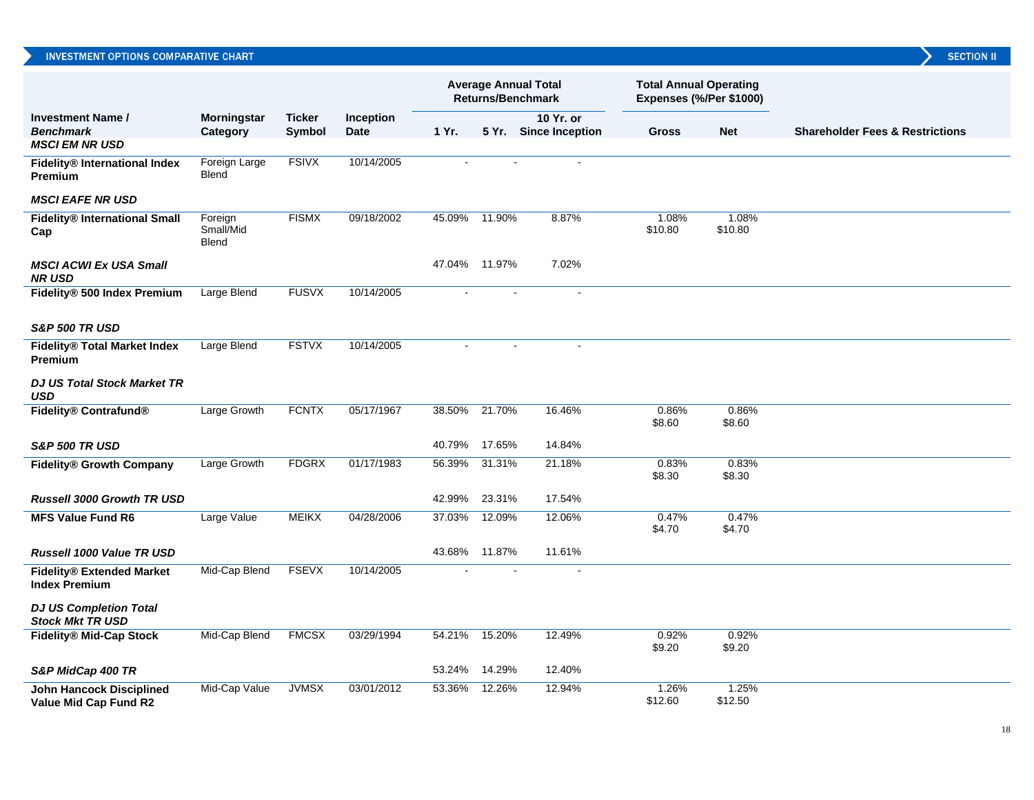## INVESTMENT OPTIONS COMPARATIVE CHART

**SECTION II**

| Investment Name / *Benchmark* | Morningstar Category | Ticker Symbol | Inception Date | Average Annual Total Returns/Benchmark | | | Total Annual Operating Expenses (%/Per $1000) | | Shareholder Fees & Restrictions |
|---|---|---|---|---|---|---|---|---|---|
| | | | | 1 Yr. | 5 Yr. | 10 Yr. or Since Inception | Gross | Net | |
| ***MSCI EM NR USD*** | | | | | | | | | |
| **Fidelity® International Index Premium** | Foreign Large Blend | FSIVX | 10/14/2005 | - | - | - | | | |
| ***MSCI EAFE NR USD*** | | | | | | | | | |
| **Fidelity® International Small Cap** | Foreign Small/Mid Blend | FISMX | 09/18/2002 | 45.09% | 11.90% | 8.87% | 1.08% $10.80 | 1.08% $10.80 | |
| ***MSCI ACWI Ex USA Small NR USD*** | | | | 47.04% | 11.97% | 7.02% | | | |
| **Fidelity® 500 Index Premium** | Large Blend | FUSVX | 10/14/2005 | - | - | - | | | |
| ***S&P 500 TR USD*** | | | | | | | | | |
| **Fidelity® Total Market Index Premium** | Large Blend | FSTVX | 10/14/2005 | - | - | - | | | |
| ***DJ US Total Stock Market TR USD*** | | | | | | | | | |
| **Fidelity® Contrafund®** | Large Growth | FCNTX | 05/17/1967 | 38.50% | 21.70% | 16.46% | 0.86% $8.60 | 0.86% $8.60 | |
| ***S&P 500 TR USD*** | | | | 40.79% | 17.65% | 14.84% | | | |
| **Fidelity® Growth Company** | Large Growth | FDGRX | 01/17/1983 | 56.39% | 31.31% | 21.18% | 0.83% $8.30 | 0.83% $8.30 | |
| ***Russell 3000 Growth TR USD*** | | | | 42.99% | 23.31% | 17.54% | | | |
| **MFS Value Fund R6** | Large Value | MEIKX | 04/28/2006 | 37.03% | 12.09% | 12.06% | 0.47% $4.70 | 0.47% $4.70 | |
| ***Russell 1000 Value TR USD*** | | | | 43.68% | 11.87% | 11.61% | | | |
| **Fidelity® Extended Market Index Premium** | Mid-Cap Blend | FSEVX | 10/14/2005 | - | - | - | | | |
| ***DJ US Completion Total Stock Mkt TR USD*** | | | | | | | | | |
| **Fidelity® Mid-Cap Stock** | Mid-Cap Blend | FMCSX | 03/29/1994 | 54.21% | 15.20% | 12.49% | 0.92% $9.20 | 0.92% $9.20 | |
| ***S&P MidCap 400 TR*** | | | | 53.24% | 14.29% | 12.40% | | | |
| **John Hancock Disciplined Value Mid Cap Fund R2** | Mid-Cap Value | JVMSX | 03/01/2012 | 53.36% | 12.26% | 12.94% | 1.26% $12.60 | 1.25% $12.50 | |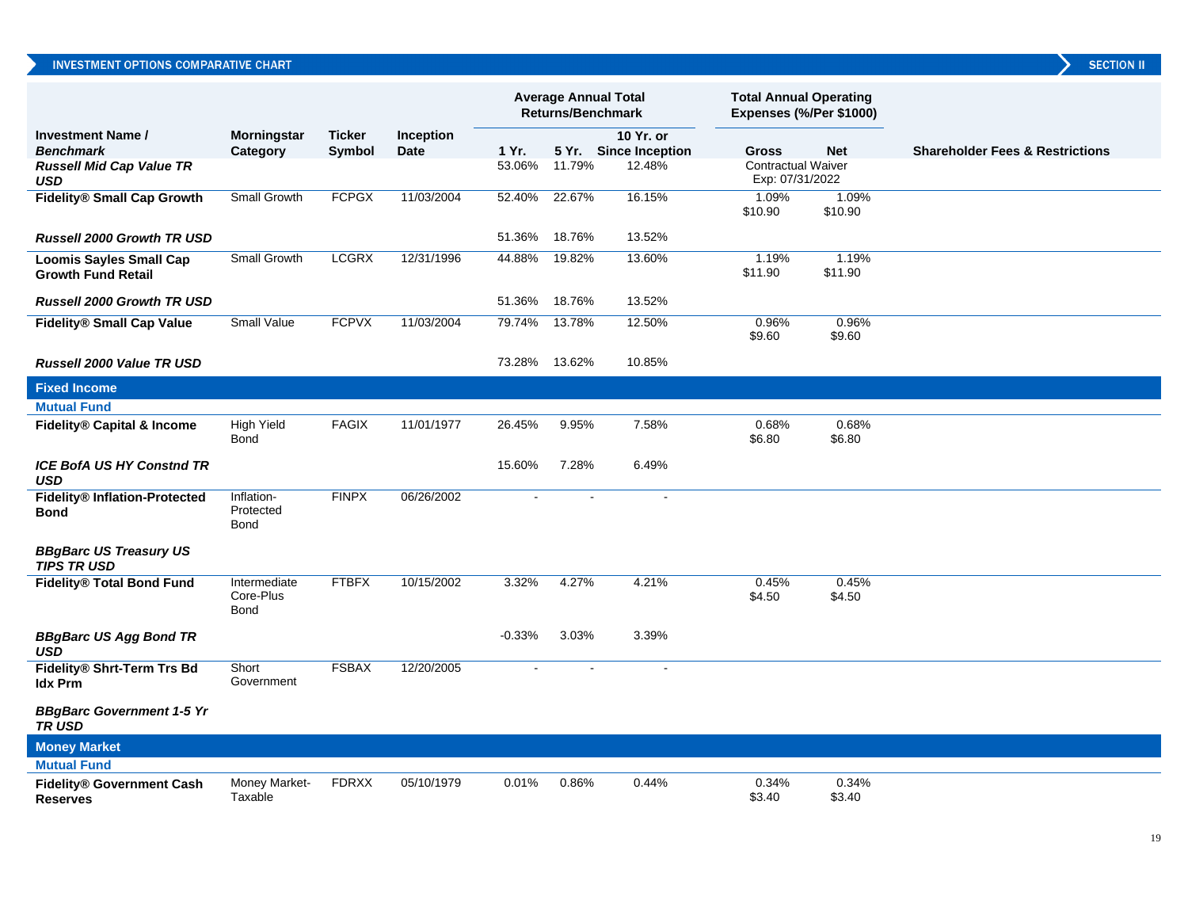## INVESTMENT OPTIONS COMPARATIVE CHART

SECTION II

| Investment Name / *Benchmark* | Morningstar Category | Ticker Symbol | Inception Date | Average Annual Total Returns/Benchmark 1 Yr. | 5 Yr. | 10 Yr. or Since Inception | Total Annual Operating Expenses (%/Per $1000) Gross | Net | Shareholder Fees & Restrictions |
|---|---|---|---|---|---|---|---|---|---|
| ***Russell Mid Cap Value TR USD*** | | | | 53.06% | 11.79% | 12.48% | Contractual Waiver Exp: 07/31/2022 | | |
| **Fidelity® Small Cap Growth** | Small Growth | FCPGX | 11/03/2004 | 52.40% | 22.67% | 16.15% | 1.09% $10.90 | 1.09% $10.90 | |
| ***Russell 2000 Growth TR USD*** | | | | 51.36% | 18.76% | 13.52% | | | |
| **Loomis Sayles Small Cap Growth Fund Retail** | Small Growth | LCGRX | 12/31/1996 | 44.88% | 19.82% | 13.60% | 1.19% $11.90 | 1.19% $11.90 | |
| ***Russell 2000 Growth TR USD*** | | | | 51.36% | 18.76% | 13.52% | | | |
| **Fidelity® Small Cap Value** | Small Value | FCPVX | 11/03/2004 | 79.74% | 13.78% | 12.50% | 0.96% $9.60 | 0.96% $9.60 | |
| ***Russell 2000 Value TR USD*** | | | | 73.28% | 13.62% | 10.85% | | | |
| **Fixed Income** | | | | | | | | | |
| **Mutual Fund** | | | | | | | | | |
| **Fidelity® Capital & Income** | High Yield Bond | FAGIX | 11/01/1977 | 26.45% | 9.95% | 7.58% | 0.68% $6.80 | 0.68% $6.80 | |
| ***ICE BofA US HY Constnd TR USD*** | | | | 15.60% | 7.28% | 6.49% | | | |
| **Fidelity® Inflation-Protected Bond** | Inflation-Protected Bond | FINPX | 06/26/2002 | - | - | - | | | |
| ***BBgBarc US Treasury US TIPS TR USD*** | | | | | | | | | |
| **Fidelity® Total Bond Fund** | Intermediate Core-Plus Bond | FTBFX | 10/15/2002 | 3.32% | 4.27% | 4.21% | 0.45% $4.50 | 0.45% $4.50 | |
| ***BBgBarc US Agg Bond TR USD*** | | | | -0.33% | 3.03% | 3.39% | | | |
| **Fidelity® Shrt-Term Trs Bd Idx Prm** | Short Government | FSBAX | 12/20/2005 | - | - | - | | | |
| ***BBgBarc Government 1-5 Yr TR USD*** | | | | | | | | | |
| **Money Market** | | | | | | | | | |
| **Mutual Fund** | | | | | | | | | |
| **Fidelity® Government Cash Reserves** | Money Market-Taxable | FDRXX | 05/10/1979 | 0.01% | 0.86% | 0.44% | 0.34% $3.40 | 0.34% $3.40 | |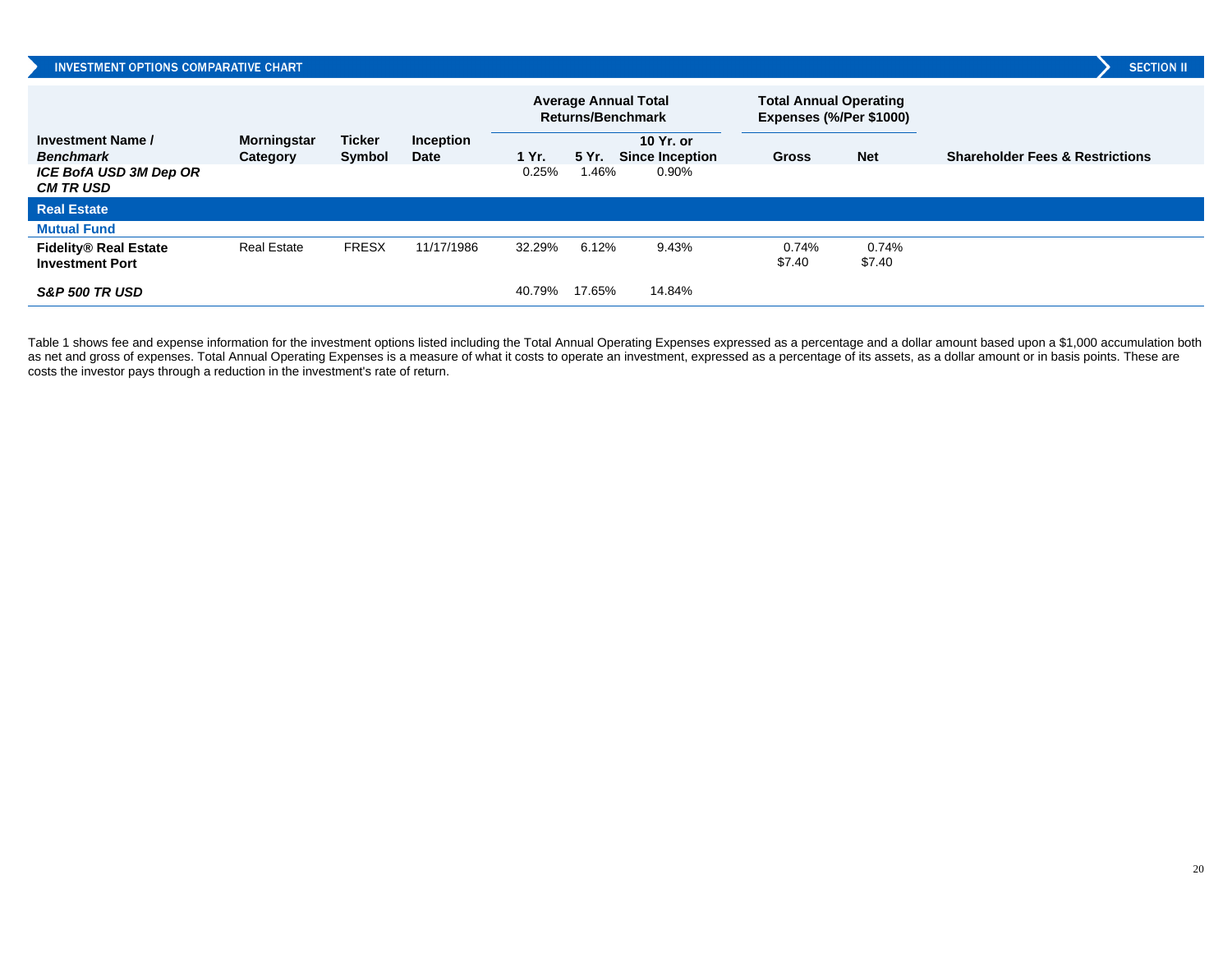## INVESTMENT OPTIONS COMPARATIVE CHART

SECTION II

| Investment Name / *Benchmark* | Morningstar Category | Ticker Symbol | Inception Date | Average Annual Total Returns/Benchmark | | | Total Annual Operating Expenses (%/Per $1000) | | Shareholder Fees & Restrictions |
|---|---|---|---|---|---|---|---|---|---|
| | | | | 1 Yr. | 5 Yr. | 10 Yr. or Since Inception | Gross | Net | |
| ***ICE BofA USD 3M Dep OR CM TR USD*** | | | | 0.25% | 1.46% | 0.90% | | | |
| **Real Estate** | | | | | | | | | |
| **Mutual Fund** | | | | | | | | | |
| **Fidelity® Real Estate Investment Port** | Real Estate | FRESX | 11/17/1986 | 32.29% | 6.12% | 9.43% | 0.74% $7.40 | 0.74% $7.40 | |
| ***S&P 500 TR USD*** | | | | 40.79% | 17.65% | 14.84% | | | |

Table 1 shows fee and expense information for the investment options listed including the Total Annual Operating Expenses expressed as a percentage and a dollar amount based upon a $1,000 accumulation both as net and gross of expenses. Total Annual Operating Expenses is a measure of what it costs to operate an investment, expressed as a percentage of its assets, as a dollar amount or in basis points. These are costs the investor pays through a reduction in the investment's rate of return.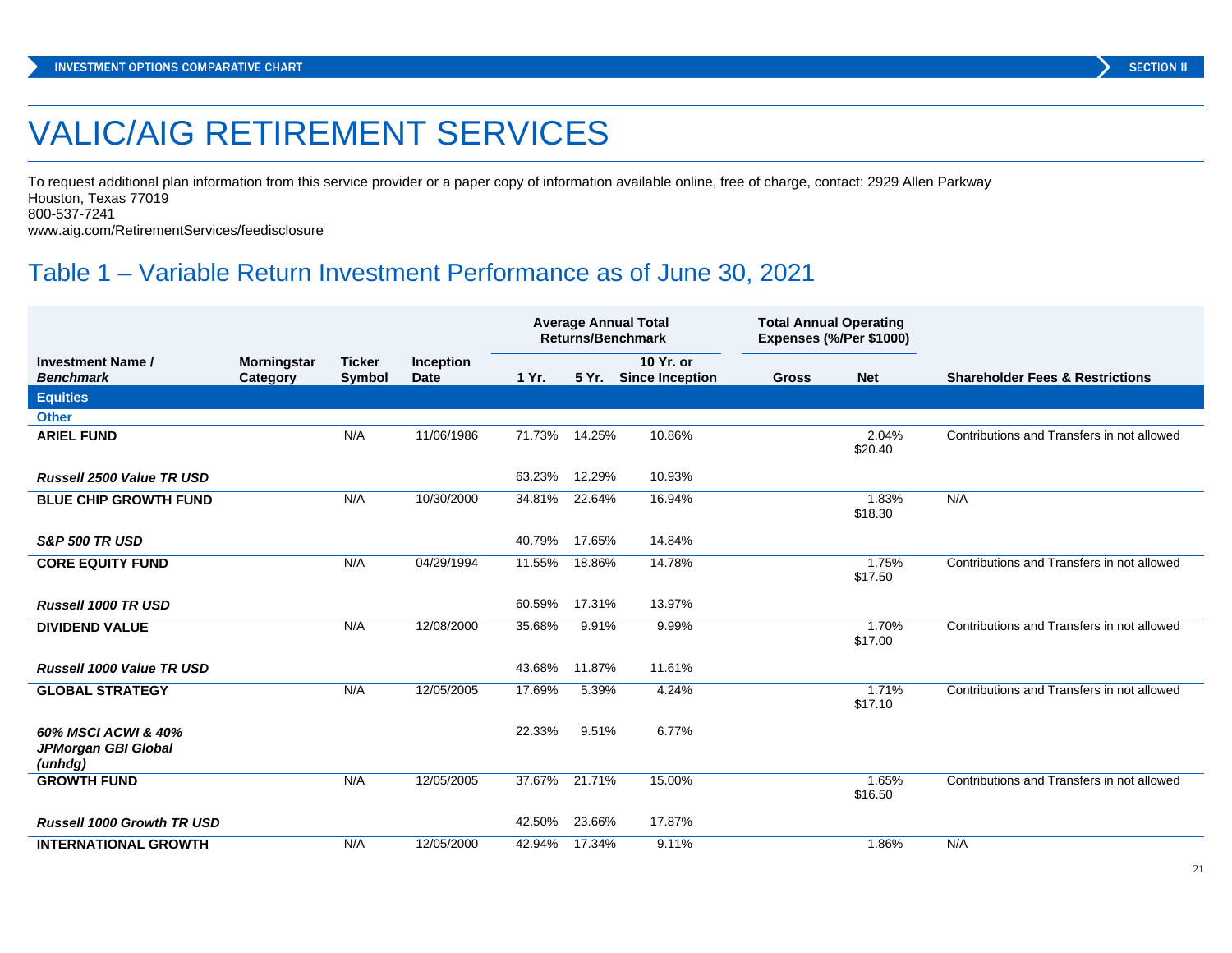# VALIC/AIG RETIREMENT SERVICES

To request additional plan information from this service provider or a paper copy of information available online, free of charge, contact: 2929 Allen Parkway
Houston, Texas 77019
800-537-7241
www.aig.com/RetirementServices/feedisclosure

## Table 1 – Variable Return Investment Performance as of June 30, 2021

| Investment Name / *Benchmark* | Morningstar Category | Ticker Symbol | Inception Date | Average Annual Total Returns/Benchmark 1 Yr. | 5 Yr. | 10 Yr. or Since Inception | Total Annual Operating Expenses (%/Per $1000) Gross | Net | Shareholder Fees & Restrictions |
|---|---|---|---|---|---|---|---|---|---|
| **Equities** | | | | | | | | | |
| **Other** | | | | | | | | | |
| **ARIEL FUND** | | N/A | 11/06/1986 | 71.73% | 14.25% | 10.86% | | 2.04% $20.40 | Contributions and Transfers in not allowed |
| ***Russell 2500 Value TR USD*** | | | | 63.23% | 12.29% | 10.93% | | | |
| **BLUE CHIP GROWTH FUND** | | N/A | 10/30/2000 | 34.81% | 22.64% | 16.94% | | 1.83% $18.30 | N/A |
| ***S&P 500 TR USD*** | | | | 40.79% | 17.65% | 14.84% | | | |
| **CORE EQUITY FUND** | | N/A | 04/29/1994 | 11.55% | 18.86% | 14.78% | | 1.75% $17.50 | Contributions and Transfers in not allowed |
| ***Russell 1000 TR USD*** | | | | 60.59% | 17.31% | 13.97% | | | |
| **DIVIDEND VALUE** | | N/A | 12/08/2000 | 35.68% | 9.91% | 9.99% | | 1.70% $17.00 | Contributions and Transfers in not allowed |
| ***Russell 1000 Value TR USD*** | | | | 43.68% | 11.87% | 11.61% | | | |
| **GLOBAL STRATEGY** | | N/A | 12/05/2005 | 17.69% | 5.39% | 4.24% | | 1.71% $17.10 | Contributions and Transfers in not allowed |
| ***60% MSCI ACWI & 40% JPMorgan GBI Global (unhdg)*** | | | | 22.33% | 9.51% | 6.77% | | | |
| **GROWTH FUND** | | N/A | 12/05/2005 | 37.67% | 21.71% | 15.00% | | 1.65% $16.50 | Contributions and Transfers in not allowed |
| ***Russell 1000 Growth TR USD*** | | | | 42.50% | 23.66% | 17.87% | | | |
| **INTERNATIONAL GROWTH** | | N/A | 12/05/2000 | 42.94% | 17.34% | 9.11% | | 1.86% | N/A |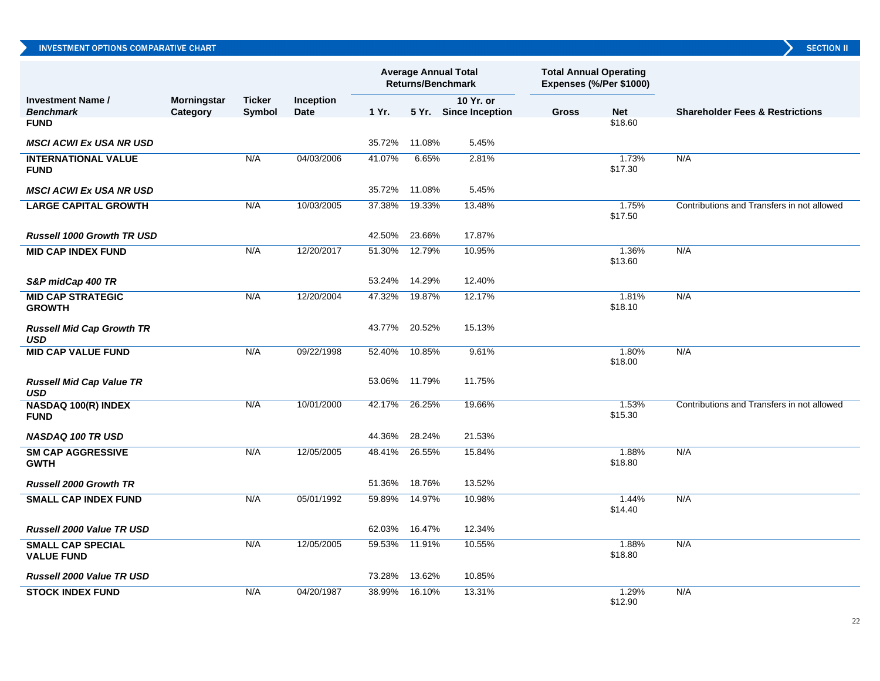## INVESTMENT OPTIONS COMPARATIVE CHART — SECTION II

| Investment Name / *Benchmark* | Morningstar Category | Ticker Symbol | Inception Date | Average Annual Total Returns/Benchmark 1 Yr. | 5 Yr. | 10 Yr. or Since Inception | Total Annual Operating Expenses (%/Per $1000) Gross | Net | Shareholder Fees & Restrictions |
|---|---|---|---|---|---|---|---|---|---|
| **FUND** | | | | | | | | $18.60 | |
| ***MSCI ACWI Ex USA NR USD*** | | | | 35.72% | 11.08% | 5.45% | | | |
| **INTERNATIONAL VALUE FUND** | | N/A | 04/03/2006 | 41.07% | 6.65% | 2.81% | | 1.73% $17.30 | N/A |
| ***MSCI ACWI Ex USA NR USD*** | | | | 35.72% | 11.08% | 5.45% | | | |
| **LARGE CAPITAL GROWTH** | | N/A | 10/03/2005 | 37.38% | 19.33% | 13.48% | | 1.75% $17.50 | Contributions and Transfers in not allowed |
| ***Russell 1000 Growth TR USD*** | | | | 42.50% | 23.66% | 17.87% | | | |
| **MID CAP INDEX FUND** | | N/A | 12/20/2017 | 51.30% | 12.79% | 10.95% | | 1.36% $13.60 | N/A |
| ***S&P midCap 400 TR*** | | | | 53.24% | 14.29% | 12.40% | | | |
| **MID CAP STRATEGIC GROWTH** | | N/A | 12/20/2004 | 47.32% | 19.87% | 12.17% | | 1.81% $18.10 | N/A |
| ***Russell Mid Cap Growth TR USD*** | | | | 43.77% | 20.52% | 15.13% | | | |
| **MID CAP VALUE FUND** | | N/A | 09/22/1998 | 52.40% | 10.85% | 9.61% | | 1.80% $18.00 | N/A |
| ***Russell Mid Cap Value TR USD*** | | | | 53.06% | 11.79% | 11.75% | | | |
| **NASDAQ 100(R) INDEX FUND** | | N/A | 10/01/2000 | 42.17% | 26.25% | 19.66% | | 1.53% $15.30 | Contributions and Transfers in not allowed |
| ***NASDAQ 100 TR USD*** | | | | 44.36% | 28.24% | 21.53% | | | |
| **SM CAP AGGRESSIVE GWTH** | | N/A | 12/05/2005 | 48.41% | 26.55% | 15.84% | | 1.88% $18.80 | N/A |
| ***Russell 2000 Growth TR*** | | | | 51.36% | 18.76% | 13.52% | | | |
| **SMALL CAP INDEX FUND** | | N/A | 05/01/1992 | 59.89% | 14.97% | 10.98% | | 1.44% $14.40 | N/A |
| ***Russell 2000 Value TR USD*** | | | | 62.03% | 16.47% | 12.34% | | | |
| **SMALL CAP SPECIAL VALUE FUND** | | N/A | 12/05/2005 | 59.53% | 11.91% | 10.55% | | 1.88% $18.80 | N/A |
| ***Russell 2000 Value TR USD*** | | | | 73.28% | 13.62% | 10.85% | | | |
| **STOCK INDEX FUND** | | N/A | 04/20/1987 | 38.99% | 16.10% | 13.31% | | 1.29% $12.90 | N/A |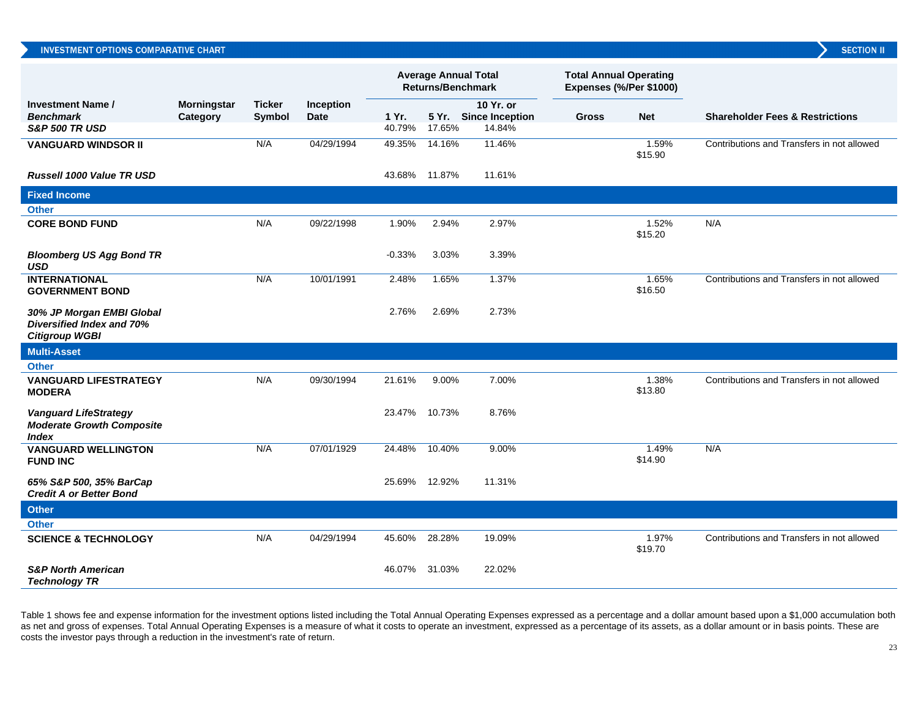## INVESTMENT OPTIONS COMPARATIVE CHART

| Investment Name / *Benchmark* | Morningstar Category | Ticker Symbol | Inception Date | Average Annual Total Returns/Benchmark 1 Yr. | 5 Yr. | 10 Yr. or Since Inception | Total Annual Operating Expenses (%/Per $1000) Gross | Net | Shareholder Fees & Restrictions |
|---|---|---|---|---|---|---|---|---|---|
| ***S&P 500 TR USD*** | | | | 40.79% | 17.65% | 14.84% | | | |
| **VANGUARD WINDSOR II** | | N/A | 04/29/1994 | 49.35% | 14.16% | 11.46% | | 1.59% $15.90 | Contributions and Transfers in not allowed |
| ***Russell 1000 Value TR USD*** | | | | 43.68% | 11.87% | 11.61% | | | |
| **Fixed Income** | | | | | | | | | |
| **Other** | | | | | | | | | |
| **CORE BOND FUND** | | N/A | 09/22/1998 | 1.90% | 2.94% | 2.97% | | 1.52% $15.20 | N/A |
| ***Bloomberg US Agg Bond TR USD*** | | | | -0.33% | 3.03% | 3.39% | | | |
| **INTERNATIONAL GOVERNMENT BOND** | | N/A | 10/01/1991 | 2.48% | 1.65% | 1.37% | | 1.65% $16.50 | Contributions and Transfers in not allowed |
| ***30% JP Morgan EMBI Global Diversified Index and 70% Citigroup WGBI*** | | | | 2.76% | 2.69% | 2.73% | | | |
| **Multi-Asset** | | | | | | | | | |
| **Other** | | | | | | | | | |
| **VANGUARD LIFESTRATEGY MODERA** | | N/A | 09/30/1994 | 21.61% | 9.00% | 7.00% | | 1.38% $13.80 | Contributions and Transfers in not allowed |
| ***Vanguard LifeStrategy Moderate Growth Composite Index*** | | | | 23.47% | 10.73% | 8.76% | | | |
| **VANGUARD WELLINGTON FUND INC** | | N/A | 07/01/1929 | 24.48% | 10.40% | 9.00% | | 1.49% $14.90 | N/A |
| ***65% S&P 500, 35% BarCap Credit A or Better Bond*** | | | | 25.69% | 12.92% | 11.31% | | | |
| **Other** | | | | | | | | | |
| **Other** | | | | | | | | | |
| **SCIENCE & TECHNOLOGY** | | N/A | 04/29/1994 | 45.60% | 28.28% | 19.09% | | 1.97% $19.70 | Contributions and Transfers in not allowed |
| ***S&P North American Technology TR*** | | | | 46.07% | 31.03% | 22.02% | | | |

Table 1 shows fee and expense information for the investment options listed including the Total Annual Operating Expenses expressed as a percentage and a dollar amount based upon a $1,000 accumulation both as net and gross of expenses. Total Annual Operating Expenses is a measure of what it costs to operate an investment, expressed as a percentage of its assets, as a dollar amount or in basis points. These are costs the investor pays through a reduction in the investment's rate of return.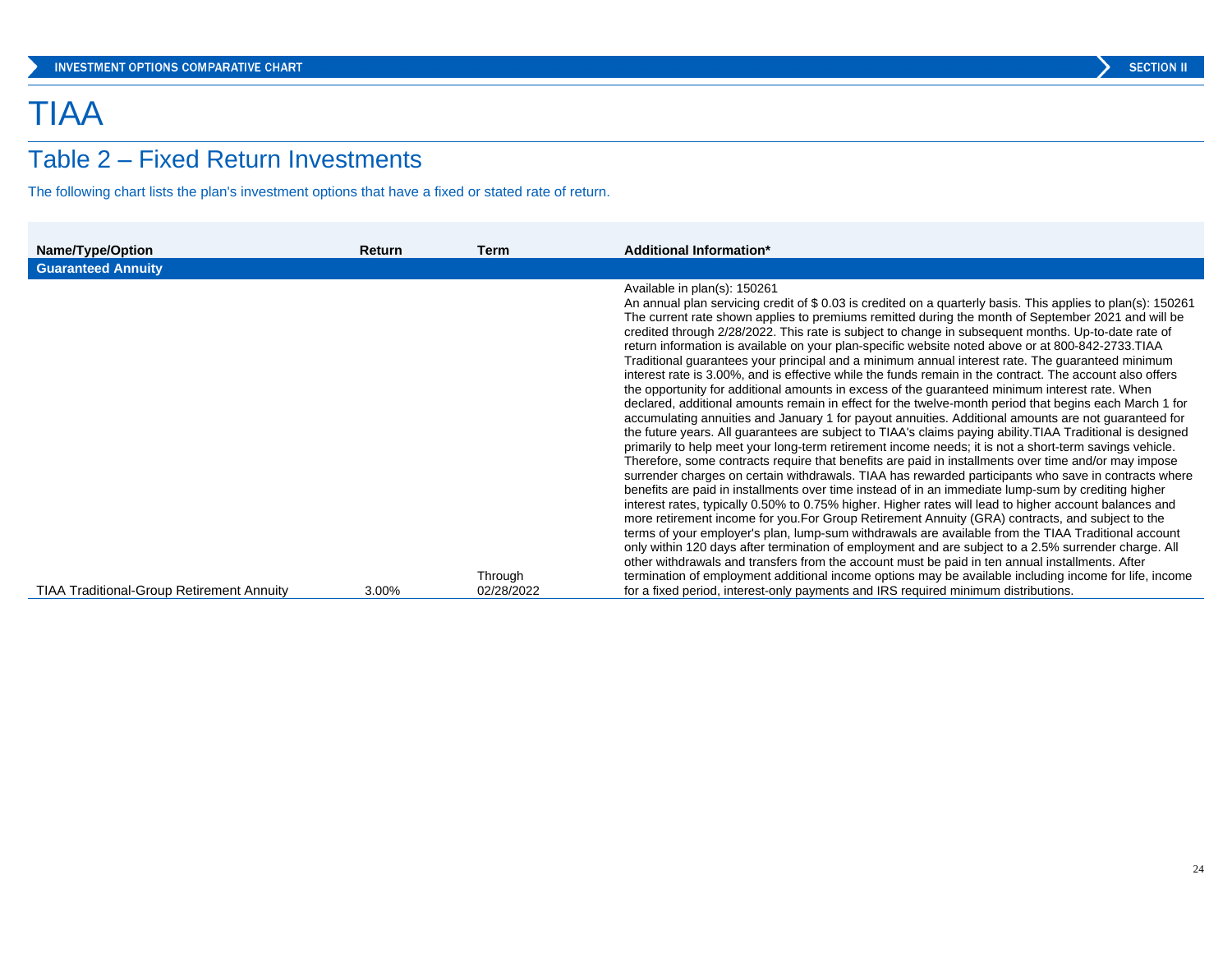# TIAA

## Table 2 – Fixed Return Investments

The following chart lists the plan's investment options that have a fixed or stated rate of return.

| Name/Type/Option | Return | Term | Additional Information* |
|---|---|---|---|
| **Guaranteed Annuity** | | | |
| TIAA Traditional-Group Retirement Annuity | 3.00% | Through 02/28/2022 | Available in plan(s): 150261<br>An annual plan servicing credit of $ 0.03 is credited on a quarterly basis. This applies to plan(s): 150261 The current rate shown applies to premiums remitted during the month of September 2021 and will be credited through 2/28/2022. This rate is subject to change in subsequent months. Up-to-date rate of return information is available on your plan-specific website noted above or at 800-842-2733.TIAA Traditional guarantees your principal and a minimum annual interest rate. The guaranteed minimum interest rate is 3.00%, and is effective while the funds remain in the contract. The account also offers the opportunity for additional amounts in excess of the guaranteed minimum interest rate. When declared, additional amounts remain in effect for the twelve-month period that begins each March 1 for accumulating annuities and January 1 for payout annuities. Additional amounts are not guaranteed for the future years. All guarantees are subject to TIAA's claims paying ability.TIAA Traditional is designed primarily to help meet your long-term retirement income needs; it is not a short-term savings vehicle. Therefore, some contracts require that benefits are paid in installments over time and/or may impose surrender charges on certain withdrawals. TIAA has rewarded participants who save in contracts where benefits are paid in installments over time instead of in an immediate lump-sum by crediting higher interest rates, typically 0.50% to 0.75% higher. Higher rates will lead to higher account balances and more retirement income for you.For Group Retirement Annuity (GRA) contracts, and subject to the terms of your employer's plan, lump-sum withdrawals are available from the TIAA Traditional account only within 120 days after termination of employment and are subject to a 2.5% surrender charge. All other withdrawals and transfers from the account must be paid in ten annual installments. After termination of employment additional income options may be available including income for life, income for a fixed period, interest-only payments and IRS required minimum distributions. |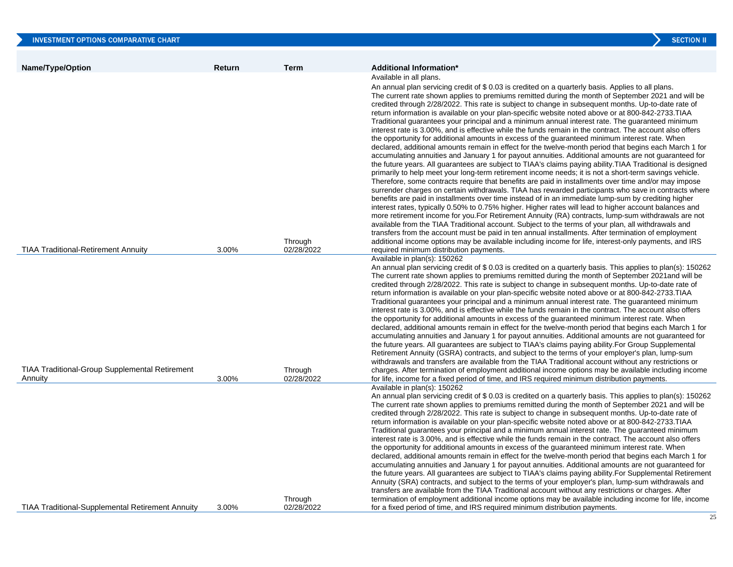| Name/Type/Option | Return | Term | Additional Information* |
|---|---|---|---|
| TIAA Traditional-Retirement Annuity | 3.00% | Through 02/28/2022 | Available in all plans. An annual plan servicing credit of $ 0.03 is credited on a quarterly basis. Applies to all plans. The current rate shown applies to premiums remitted during the month of September 2021 and will be credited through 2/28/2022. This rate is subject to change in subsequent months. Up-to-date rate of return information is available on your plan-specific website noted above or at 800-842-2733.TIAA Traditional guarantees your principal and a minimum annual interest rate. The guaranteed minimum interest rate is 3.00%, and is effective while the funds remain in the contract. The account also offers the opportunity for additional amounts in excess of the guaranteed minimum interest rate. When declared, additional amounts remain in effect for the twelve-month period that begins each March 1 for accumulating annuities and January 1 for payout annuities. Additional amounts are not guaranteed for the future years. All guarantees are subject to TIAA's claims paying ability.TIAA Traditional is designed primarily to help meet your long-term retirement income needs; it is not a short-term savings vehicle. Therefore, some contracts require that benefits are paid in installments over time and/or may impose surrender charges on certain withdrawals. TIAA has rewarded participants who save in contracts where benefits are paid in installments over time instead of in an immediate lump-sum by crediting higher interest rates, typically 0.50% to 0.75% higher. Higher rates will lead to higher account balances and more retirement income for you.For Retirement Annuity (RA) contracts, lump-sum withdrawals are not available from the TIAA Traditional account. Subject to the terms of your plan, all withdrawals and transfers from the account must be paid in ten annual installments. After termination of employment additional income options may be available including income for life, interest-only payments, and IRS required minimum distribution payments. |
| TIAA Traditional-Group Supplemental Retirement Annuity | 3.00% | Through 02/28/2022 | Available in plan(s): 150262 An annual plan servicing credit of $ 0.03 is credited on a quarterly basis. This applies to plan(s): 150262 The current rate shown applies to premiums remitted during the month of September 2021and will be credited through 2/28/2022. This rate is subject to change in subsequent months. Up-to-date rate of return information is available on your plan-specific website noted above or at 800-842-2733.TIAA Traditional guarantees your principal and a minimum annual interest rate. The guaranteed minimum interest rate is 3.00%, and is effective while the funds remain in the contract. The account also offers the opportunity for additional amounts in excess of the guaranteed minimum interest rate. When declared, additional amounts remain in effect for the twelve-month period that begins each March 1 for accumulating annuities and January 1 for payout annuities. Additional amounts are not guaranteed for the future years. All guarantees are subject to TIAA's claims paying ability.For Group Supplemental Retirement Annuity (GSRA) contracts, and subject to the terms of your employer's plan, lump-sum withdrawals and transfers are available from the TIAA Traditional account without any restrictions or charges. After termination of employment additional income options may be available including income for life, income for a fixed period of time, and IRS required minimum distribution payments. |
| TIAA Traditional-Supplemental Retirement Annuity | 3.00% | Through 02/28/2022 | Available in plan(s): 150262 An annual plan servicing credit of $ 0.03 is credited on a quarterly basis. This applies to plan(s): 150262 The current rate shown applies to premiums remitted during the month of September 2021 and will be credited through 2/28/2022. This rate is subject to change in subsequent months. Up-to-date rate of return information is available on your plan-specific website noted above or at 800-842-2733.TIAA Traditional guarantees your principal and a minimum annual interest rate. The guaranteed minimum interest rate is 3.00%, and is effective while the funds remain in the contract. The account also offers the opportunity for additional amounts in excess of the guaranteed minimum interest rate. When declared, additional amounts remain in effect for the twelve-month period that begins each March 1 for accumulating annuities and January 1 for payout annuities. Additional amounts are not guaranteed for the future years. All guarantees are subject to TIAA's claims paying ability.For Supplemental Retirement Annuity (SRA) contracts, and subject to the terms of your employer's plan, lump-sum withdrawals and transfers are available from the TIAA Traditional account without any restrictions or charges. After termination of employment additional income options may be available including income for life, income for a fixed period of time, and IRS required minimum distribution payments. |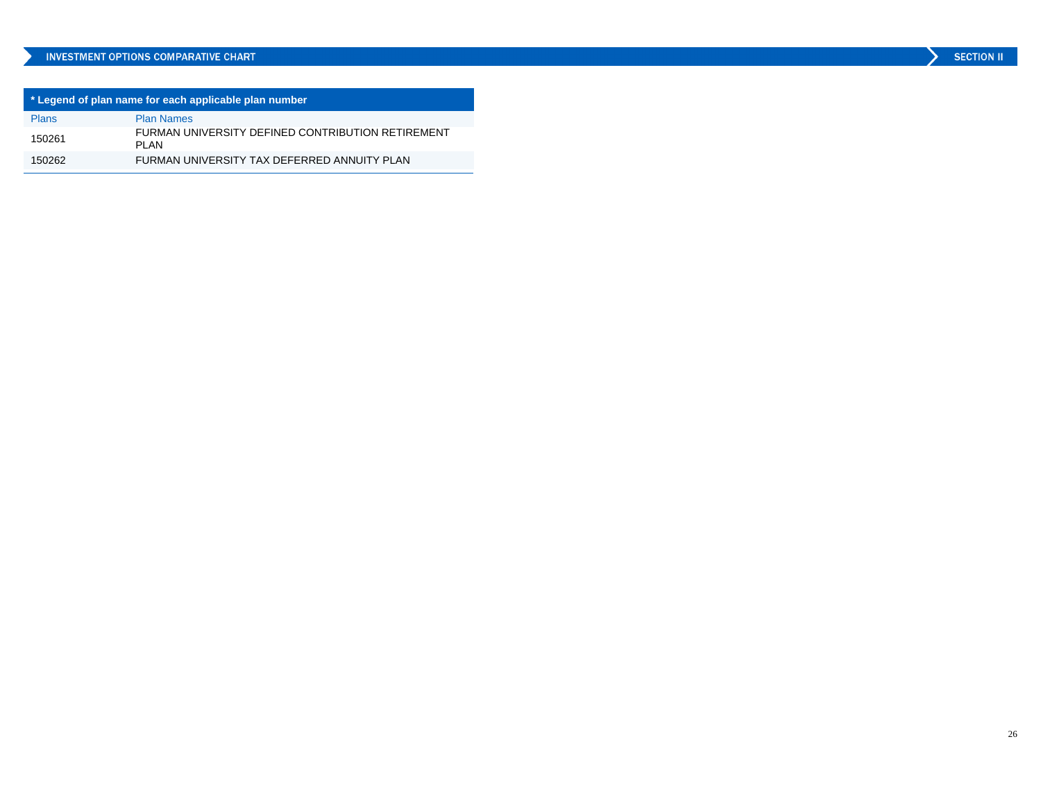| * Legend of plan name for each applicable plan number | |
|---|---|
| Plans | Plan Names |
| 150261 | FURMAN UNIVERSITY DEFINED CONTRIBUTION RETIREMENT PLAN |
| 150262 | FURMAN UNIVERSITY TAX DEFERRED ANNUITY PLAN |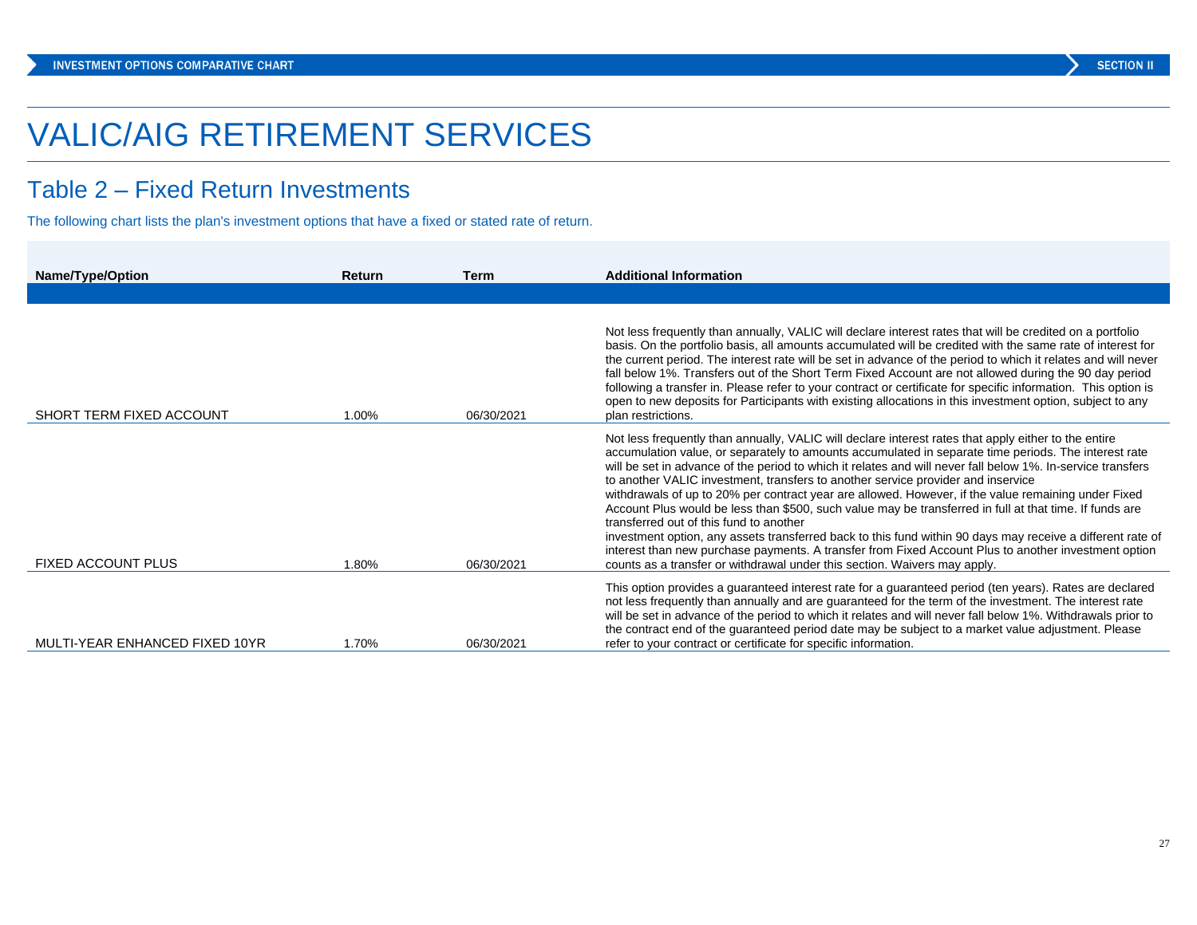INVESTMENT OPTIONS COMPARATIVE CHART — SECTION II

# VALIC/AIG RETIREMENT SERVICES

## Table 2 – Fixed Return Investments

The following chart lists the plan's investment options that have a fixed or stated rate of return.

| Name/Type/Option | Return | Term | Additional Information |
|---|---|---|---|
| SHORT TERM FIXED ACCOUNT | 1.00% | 06/30/2021 | Not less frequently than annually, VALIC will declare interest rates that will be credited on a portfolio basis. On the portfolio basis, all amounts accumulated will be credited with the same rate of interest for the current period. The interest rate will be set in advance of the period to which it relates and will never fall below 1%. Transfers out of the Short Term Fixed Account are not allowed during the 90 day period following a transfer in. Please refer to your contract or certificate for specific information. This option is open to new deposits for Participants with existing allocations in this investment option, subject to any plan restrictions. |
| FIXED ACCOUNT PLUS | 1.80% | 06/30/2021 | Not less frequently than annually, VALIC will declare interest rates that apply either to the entire accumulation value, or separately to amounts accumulated in separate time periods. The interest rate will be set in advance of the period to which it relates and will never fall below 1%. In-service transfers to another VALIC investment, transfers to another service provider and inservice withdrawals of up to 20% per contract year are allowed. However, if the value remaining under Fixed Account Plus would be less than $500, such value may be transferred in full at that time. If funds are transferred out of this fund to another investment option, any assets transferred back to this fund within 90 days may receive a different rate of interest than new purchase payments. A transfer from Fixed Account Plus to another investment option counts as a transfer or withdrawal under this section. Waivers may apply. |
| MULTI-YEAR ENHANCED FIXED 10YR | 1.70% | 06/30/2021 | This option provides a guaranteed interest rate for a guaranteed period (ten years). Rates are declared not less frequently than annually and are guaranteed for the term of the investment. The interest rate will be set in advance of the period to which it relates and will never fall below 1%. Withdrawals prior to the contract end of the guaranteed period date may be subject to a market value adjustment. Please refer to your contract or certificate for specific information. |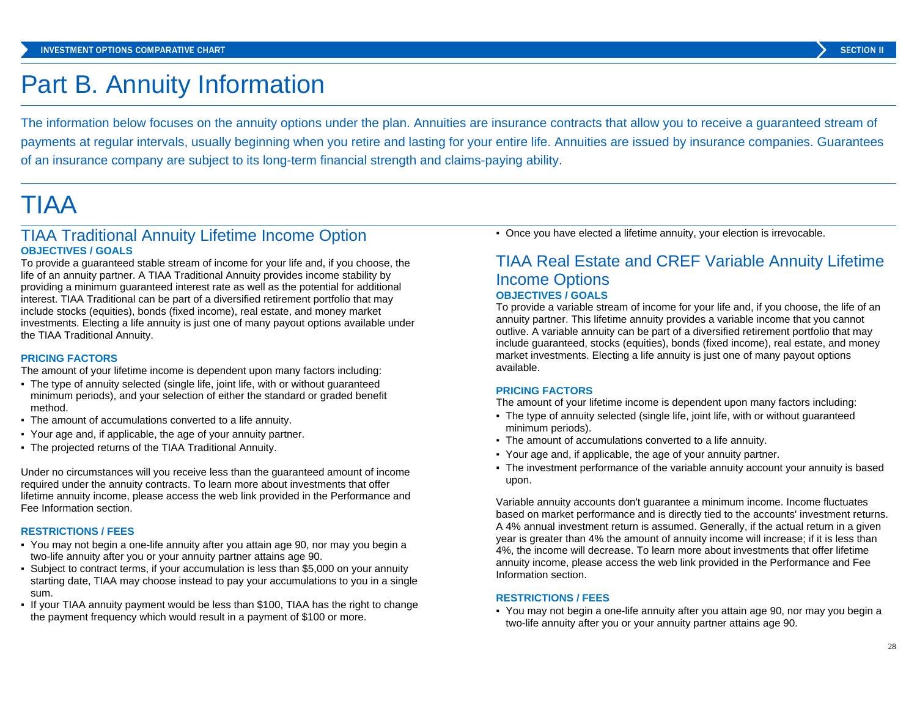# Part B. Annuity Information

The information below focuses on the annuity options under the plan. Annuities are insurance contracts that allow you to receive a guaranteed stream of payments at regular intervals, usually beginning when you retire and lasting for your entire life. Annuities are issued by insurance companies. Guarantees of an insurance company are subject to its long-term financial strength and claims-paying ability.

# TIAA

## TIAA Traditional Annuity Lifetime Income Option

**OBJECTIVES / GOALS**

To provide a guaranteed stable stream of income for your life and, if you choose, the life of an annuity partner. A TIAA Traditional Annuity provides income stability by providing a minimum guaranteed interest rate as well as the potential for additional interest. TIAA Traditional can be part of a diversified retirement portfolio that may include stocks (equities), bonds (fixed income), real estate, and money market investments. Electing a life annuity is just one of many payout options available under the TIAA Traditional Annuity.

**PRICING FACTORS**

The amount of your lifetime income is dependent upon many factors including:

- The type of annuity selected (single life, joint life, with or without guaranteed minimum periods), and your selection of either the standard or graded benefit method.
- The amount of accumulations converted to a life annuity.
- Your age and, if applicable, the age of your annuity partner.
- The projected returns of the TIAA Traditional Annuity.

Under no circumstances will you receive less than the guaranteed amount of income required under the annuity contracts. To learn more about investments that offer lifetime annuity income, please access the web link provided in the Performance and Fee Information section.

**RESTRICTIONS / FEES**

- You may not begin a one-life annuity after you attain age 90, nor may you begin a two-life annuity after you or your annuity partner attains age 90.
- Subject to contract terms, if your accumulation is less than $5,000 on your annuity starting date, TIAA may choose instead to pay your accumulations to you in a single sum.
- If your TIAA annuity payment would be less than $100, TIAA has the right to change the payment frequency which would result in a payment of $100 or more.
- Once you have elected a lifetime annuity, your election is irrevocable.

## TIAA Real Estate and CREF Variable Annuity Lifetime Income Options

**OBJECTIVES / GOALS**

To provide a variable stream of income for your life and, if you choose, the life of an annuity partner. This lifetime annuity provides a variable income that you cannot outlive. A variable annuity can be part of a diversified retirement portfolio that may include guaranteed, stocks (equities), bonds (fixed income), real estate, and money market investments. Electing a life annuity is just one of many payout options available.

**PRICING FACTORS**

The amount of your lifetime income is dependent upon many factors including:

- The type of annuity selected (single life, joint life, with or without guaranteed minimum periods).
- The amount of accumulations converted to a life annuity.
- Your age and, if applicable, the age of your annuity partner.
- The investment performance of the variable annuity account your annuity is based upon.

Variable annuity accounts don't guarantee a minimum income. Income fluctuates based on market performance and is directly tied to the accounts' investment returns. A 4% annual investment return is assumed. Generally, if the actual return in a given year is greater than 4% the amount of annuity income will increase; if it is less than 4%, the income will decrease. To learn more about investments that offer lifetime annuity income, please access the web link provided in the Performance and Fee Information section.

**RESTRICTIONS / FEES**

- You may not begin a one-life annuity after you attain age 90, nor may you begin a two-life annuity after you or your annuity partner attains age 90.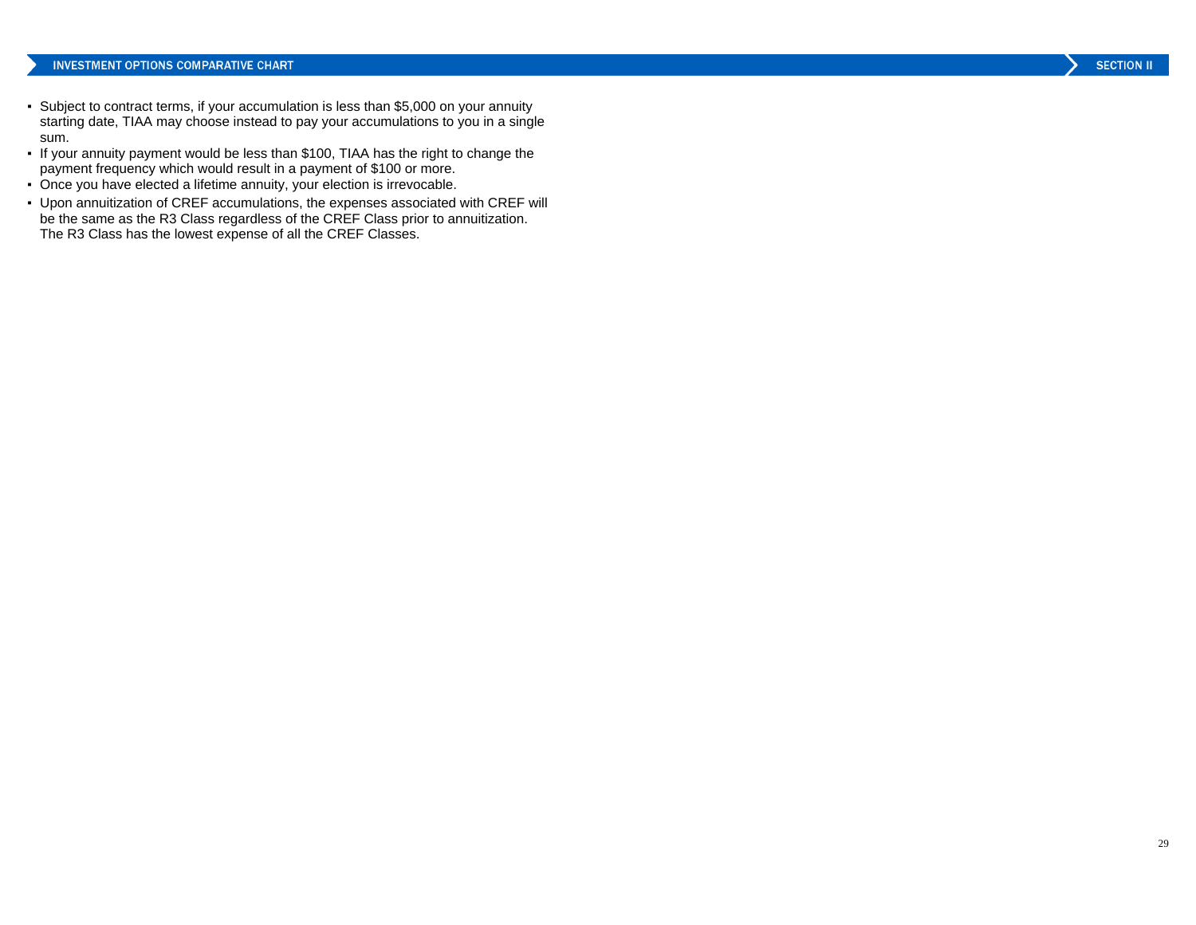- Subject to contract terms, if your accumulation is less than $5,000 on your annuity starting date, TIAA may choose instead to pay your accumulations to you in a single sum.
- If your annuity payment would be less than $100, TIAA has the right to change the payment frequency which would result in a payment of $100 or more.
- Once you have elected a lifetime annuity, your election is irrevocable.
- Upon annuitization of CREF accumulations, the expenses associated with CREF will be the same as the R3 Class regardless of the CREF Class prior to annuitization. The R3 Class has the lowest expense of all the CREF Classes.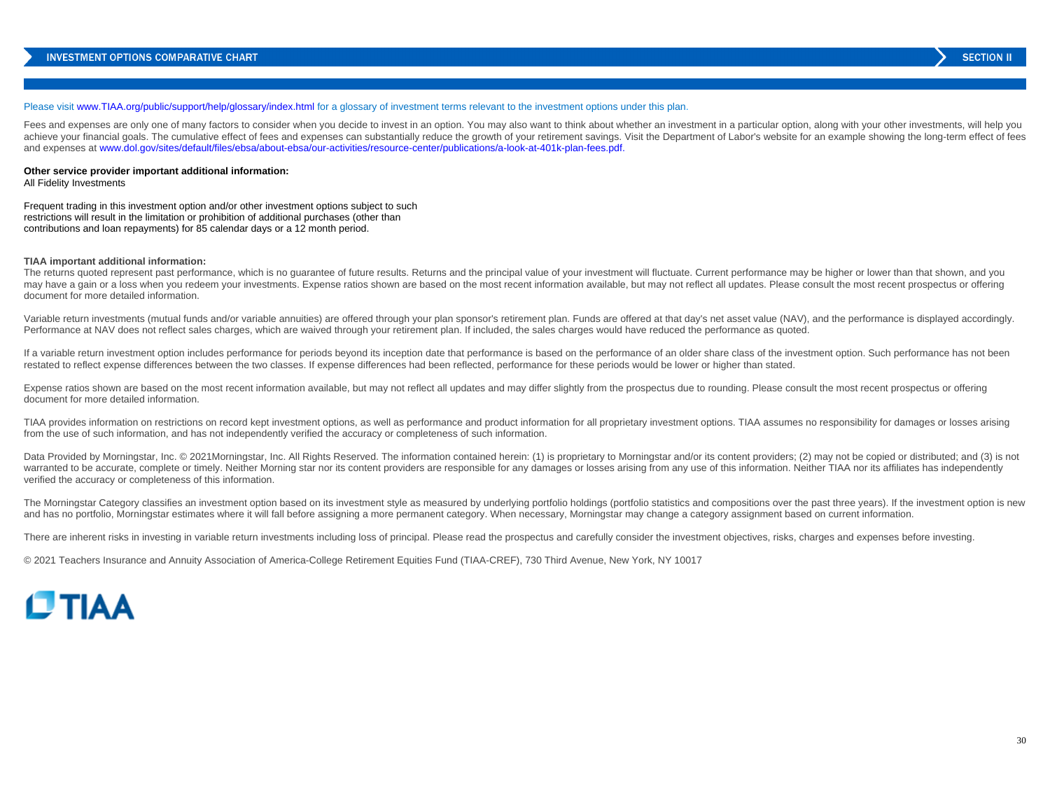INVESTMENT OPTIONS COMPARATIVE CHART

SECTION II

Please visit www.TIAA.org/public/support/help/glossary/index.html for a glossary of investment terms relevant to the investment options under this plan.

Fees and expenses are only one of many factors to consider when you decide to invest in an option. You may also want to think about whether an investment in a particular option, along with your other investments, will help you achieve your financial goals. The cumulative effect of fees and expenses can substantially reduce the growth of your retirement savings. Visit the Department of Labor's website for an example showing the long-term effect of fees and expenses at www.dol.gov/sites/default/files/ebsa/about-ebsa/our-activities/resource-center/publications/a-look-at-401k-plan-fees.pdf.

**Other service provider important additional information:**
All Fidelity Investments

Frequent trading in this investment option and/or other investment options subject to such restrictions will result in the limitation or prohibition of additional purchases (other than contributions and loan repayments) for 85 calendar days or a 12 month period.

**TIAA important additional information:**
The returns quoted represent past performance, which is no guarantee of future results. Returns and the principal value of your investment will fluctuate. Current performance may be higher or lower than that shown, and you may have a gain or a loss when you redeem your investments. Expense ratios shown are based on the most recent information available, but may not reflect all updates. Please consult the most recent prospectus or offering document for more detailed information.

Variable return investments (mutual funds and/or variable annuities) are offered through your plan sponsor's retirement plan. Funds are offered at that day's net asset value (NAV), and the performance is displayed accordingly. Performance at NAV does not reflect sales charges, which are waived through your retirement plan. If included, the sales charges would have reduced the performance as quoted.

If a variable return investment option includes performance for periods beyond its inception date that performance is based on the performance of an older share class of the investment option. Such performance has not been restated to reflect expense differences between the two classes. If expense differences had been reflected, performance for these periods would be lower or higher than stated.

Expense ratios shown are based on the most recent information available, but may not reflect all updates and may differ slightly from the prospectus due to rounding. Please consult the most recent prospectus or offering document for more detailed information.

TIAA provides information on restrictions on record kept investment options, as well as performance and product information for all proprietary investment options. TIAA assumes no responsibility for damages or losses arising from the use of such information, and has not independently verified the accuracy or completeness of such information.

Data Provided by Morningstar, Inc. © 2021Morningstar, Inc. All Rights Reserved. The information contained herein: (1) is proprietary to Morningstar and/or its content providers; (2) may not be copied or distributed; and (3) is not warranted to be accurate, complete or timely. Neither Morning star nor its content providers are responsible for any damages or losses arising from any use of this information. Neither TIAA nor its affiliates has independently verified the accuracy or completeness of this information.

The Morningstar Category classifies an investment option based on its investment style as measured by underlying portfolio holdings (portfolio statistics and compositions over the past three years). If the investment option is new and has no portfolio, Morningstar estimates where it will fall before assigning a more permanent category. When necessary, Morningstar may change a category assignment based on current information.

There are inherent risks in investing in variable return investments including loss of principal. Please read the prospectus and carefully consider the investment objectives, risks, charges and expenses before investing.

© 2021 Teachers Insurance and Annuity Association of America-College Retirement Equities Fund (TIAA-CREF), 730 Third Avenue, New York, NY 10017

TIAA